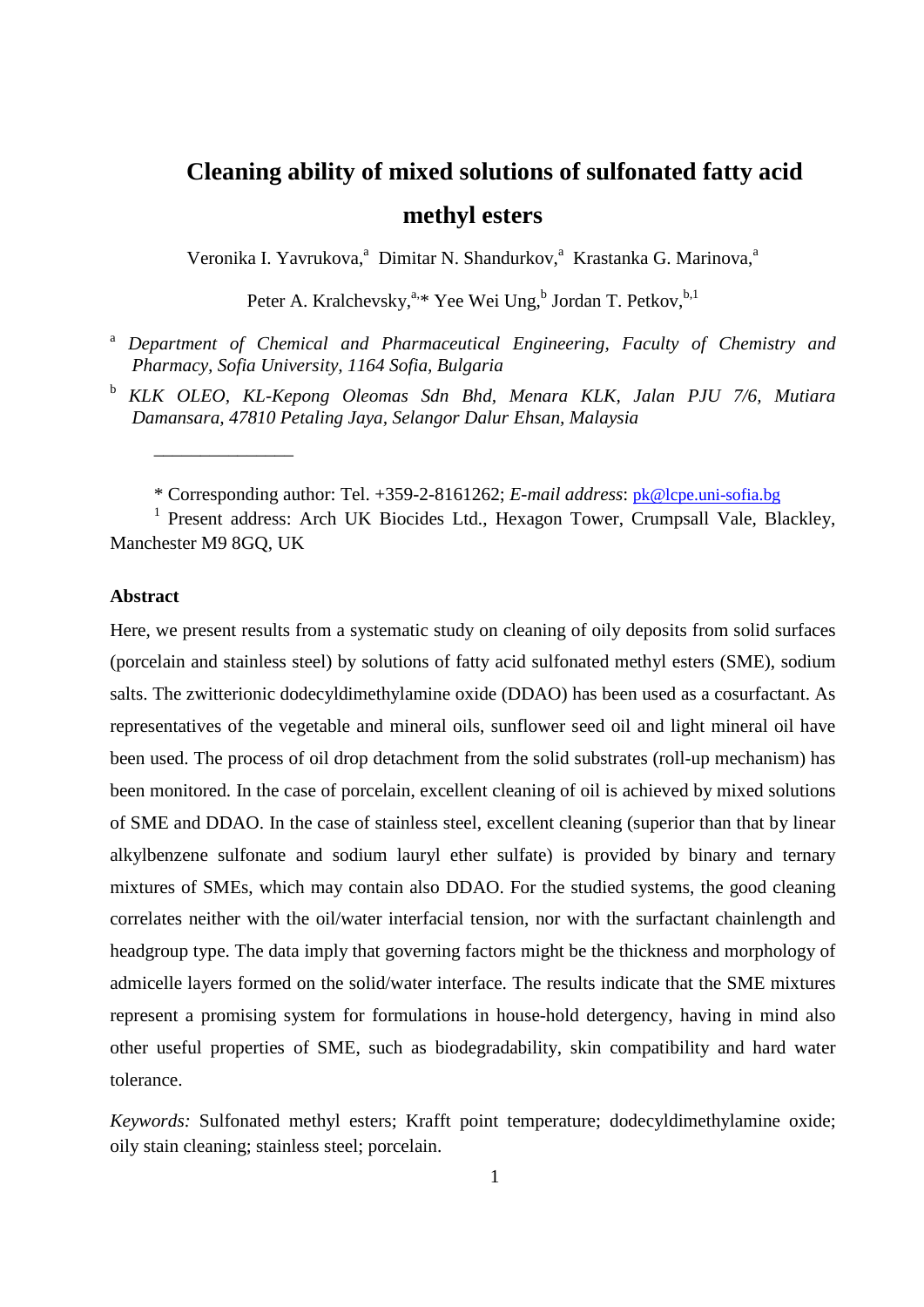# Cleaning ability of mixed solutions of sulfonated fatty acid methyl esters

Veronika I. Yavrukova,[a] Dimitar N. Shandurkov,[a] Krastanka G. Marinova,[a]

Peter A. Kralchevsky,[a,*] Yee Wei Ung,[b] Jordan T. Petkov,[b,1]

[a] *Department of Chemical and Pharmaceutical Engineering, Faculty of Chemistry and Pharmacy, Sofia University, 1164 Sofia, Bulgaria*

[b] *KLK OLEO, KL-Kepong Oleomas Sdn Bhd, Menara KLK, Jalan PJU 7/6, Mutiara Damansara, 47810 Petaling Jaya, Selangor Dalur Ehsan, Malaysia*

---

\* Corresponding author: Tel. +359-2-8161262; *E-mail address*: pk@lcpe.uni-sofia.bg

[1] Present address: Arch UK Biocides Ltd., Hexagon Tower, Crumpsall Vale, Blackley, Manchester M9 8GQ, UK

## Abstract

Here, we present results from a systematic study on cleaning of oily deposits from solid surfaces (porcelain and stainless steel) by solutions of fatty acid sulfonated methyl esters (SME), sodium salts. The zwitterionic dodecyldimethylamine oxide (DDAO) has been used as a cosurfactant. As representatives of the vegetable and mineral oils, sunflower seed oil and light mineral oil have been used. The process of oil drop detachment from the solid substrates (roll-up mechanism) has been monitored. In the case of porcelain, excellent cleaning of oil is achieved by mixed solutions of SME and DDAO. In the case of stainless steel, excellent cleaning (superior than that by linear alkylbenzene sulfonate and sodium lauryl ether sulfate) is provided by binary and ternary mixtures of SMEs, which may contain also DDAO. For the studied systems, the good cleaning correlates neither with the oil/water interfacial tension, nor with the surfactant chainlength and headgroup type. The data imply that governing factors might be the thickness and morphology of admicelle layers formed on the solid/water interface. The results indicate that the SME mixtures represent a promising system for formulations in house-hold detergency, having in mind also other useful properties of SME, such as biodegradability, skin compatibility and hard water tolerance.

*Keywords:* Sulfonated methyl esters; Krafft point temperature; dodecyldimethylamine oxide; oily stain cleaning; stainless steel; porcelain.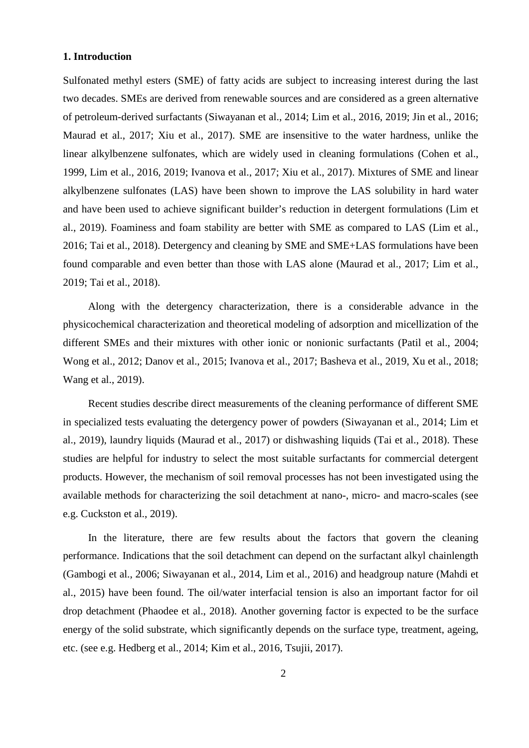## 1. Introduction

Sulfonated methyl esters (SME) of fatty acids are subject to increasing interest during the last two decades. SMEs are derived from renewable sources and are considered as a green alternative of petroleum-derived surfactants (Siwayanan et al., 2014; Lim et al., 2016, 2019; Jin et al., 2016; Maurad et al., 2017; Xiu et al., 2017). SME are insensitive to the water hardness, unlike the linear alkylbenzene sulfonates, which are widely used in cleaning formulations (Cohen et al., 1999, Lim et al., 2016, 2019; Ivanova et al., 2017; Xiu et al., 2017). Mixtures of SME and linear alkylbenzene sulfonates (LAS) have been shown to improve the LAS solubility in hard water and have been used to achieve significant builder's reduction in detergent formulations (Lim et al., 2019). Foaminess and foam stability are better with SME as compared to LAS (Lim et al., 2016; Tai et al., 2018). Detergency and cleaning by SME and SME+LAS formulations have been found comparable and even better than those with LAS alone (Maurad et al., 2017; Lim et al., 2019; Tai et al., 2018).

Along with the detergency characterization, there is a considerable advance in the physicochemical characterization and theoretical modeling of adsorption and micellization of the different SMEs and their mixtures with other ionic or nonionic surfactants (Patil et al., 2004; Wong et al., 2012; Danov et al., 2015; Ivanova et al., 2017; Basheva et al., 2019, Xu et al., 2018; Wang et al., 2019).

Recent studies describe direct measurements of the cleaning performance of different SME in specialized tests evaluating the detergency power of powders (Siwayanan et al., 2014; Lim et al., 2019), laundry liquids (Maurad et al., 2017) or dishwashing liquids (Tai et al., 2018). These studies are helpful for industry to select the most suitable surfactants for commercial detergent products. However, the mechanism of soil removal processes has not been investigated using the available methods for characterizing the soil detachment at nano-, micro- and macro-scales (see e.g. Cuckston et al., 2019).

In the literature, there are few results about the factors that govern the cleaning performance. Indications that the soil detachment can depend on the surfactant alkyl chainlength (Gambogi et al., 2006; Siwayanan et al., 2014, Lim et al., 2016) and headgroup nature (Mahdi et al., 2015) have been found. The oil/water interfacial tension is also an important factor for oil drop detachment (Phaodee et al., 2018). Another governing factor is expected to be the surface energy of the solid substrate, which significantly depends on the surface type, treatment, ageing, etc. (see e.g. Hedberg et al., 2014; Kim et al., 2016, Tsujii, 2017).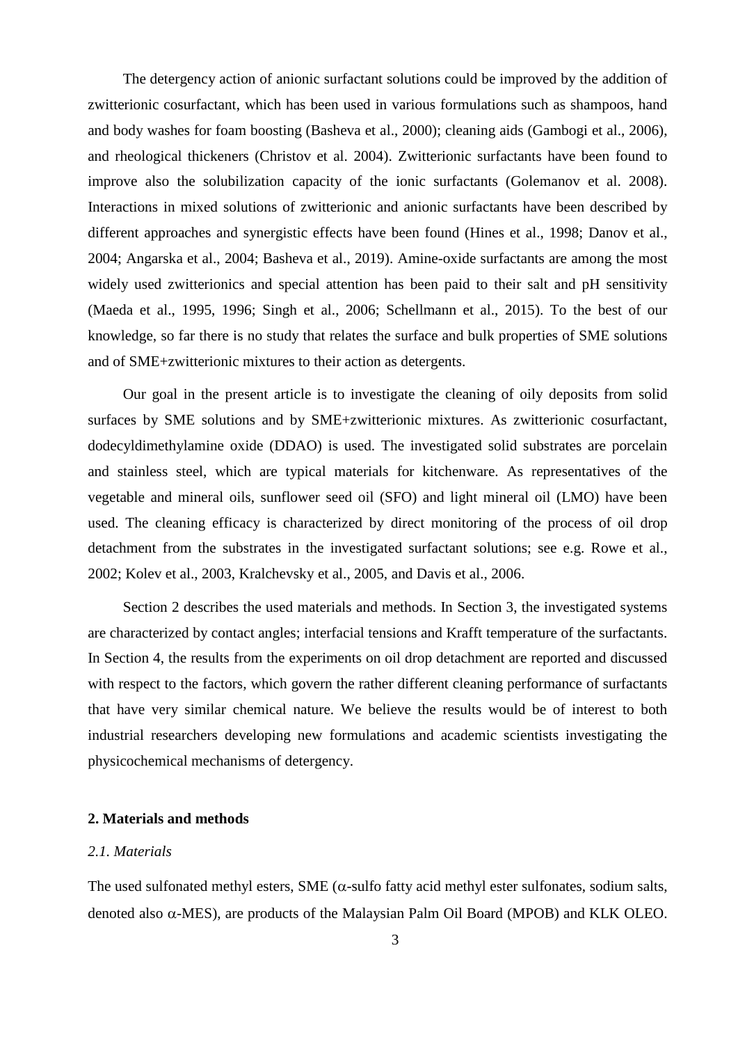The detergency action of anionic surfactant solutions could be improved by the addition of zwitterionic cosurfactant, which has been used in various formulations such as shampoos, hand and body washes for foam boosting (Basheva et al., 2000); cleaning aids (Gambogi et al., 2006), and rheological thickeners (Christov et al. 2004). Zwitterionic surfactants have been found to improve also the solubilization capacity of the ionic surfactants (Golemanov et al. 2008). Interactions in mixed solutions of zwitterionic and anionic surfactants have been described by different approaches and synergistic effects have been found (Hines et al., 1998; Danov et al., 2004; Angarska et al., 2004; Basheva et al., 2019). Amine-oxide surfactants are among the most widely used zwitterionics and special attention has been paid to their salt and pH sensitivity (Maeda et al., 1995, 1996; Singh et al., 2006; Schellmann et al., 2015). To the best of our knowledge, so far there is no study that relates the surface and bulk properties of SME solutions and of SME+zwitterionic mixtures to their action as detergents.

Our goal in the present article is to investigate the cleaning of oily deposits from solid surfaces by SME solutions and by SME+zwitterionic mixtures. As zwitterionic cosurfactant, dodecyldimethylamine oxide (DDAO) is used. The investigated solid substrates are porcelain and stainless steel, which are typical materials for kitchenware. As representatives of the vegetable and mineral oils, sunflower seed oil (SFO) and light mineral oil (LMO) have been used. The cleaning efficacy is characterized by direct monitoring of the process of oil drop detachment from the substrates in the investigated surfactant solutions; see e.g. Rowe et al., 2002; Kolev et al., 2003, Kralchevsky et al., 2005, and Davis et al., 2006.

Section 2 describes the used materials and methods. In Section 3, the investigated systems are characterized by contact angles; interfacial tensions and Krafft temperature of the surfactants. In Section 4, the results from the experiments on oil drop detachment are reported and discussed with respect to the factors, which govern the rather different cleaning performance of surfactants that have very similar chemical nature. We believe the results would be of interest to both industrial researchers developing new formulations and academic scientists investigating the physicochemical mechanisms of detergency.

## 2. Materials and methods

### *2.1. Materials*

The used sulfonated methyl esters, SME ($\alpha$-sulfo fatty acid methyl ester sulfonates, sodium salts, denoted also $\alpha$-MES), are products of the Malaysian Palm Oil Board (MPOB) and KLK OLEO.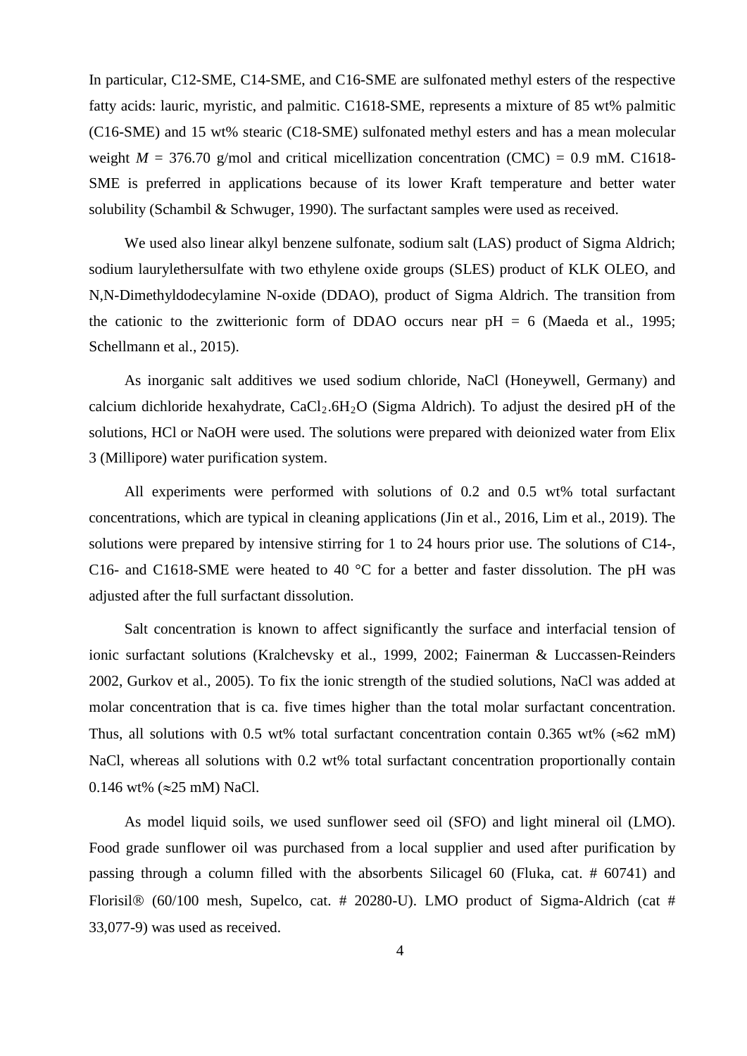In particular, C12-SME, C14-SME, and C16-SME are sulfonated methyl esters of the respective fatty acids: lauric, myristic, and palmitic. C1618-SME, represents a mixture of 85 wt% palmitic (C16-SME) and 15 wt% stearic (C18-SME) sulfonated methyl esters and has a mean molecular weight $M$ = 376.70 g/mol and critical micellization concentration (CMC) = 0.9 mM. C1618-SME is preferred in applications because of its lower Kraft temperature and better water solubility (Schambil & Schwuger, 1990). The surfactant samples were used as received.

We used also linear alkyl benzene sulfonate, sodium salt (LAS) product of Sigma Aldrich; sodium laurylethersulfate with two ethylene oxide groups (SLES) product of KLK OLEO, and N,N-Dimethyldodecylamine N-oxide (DDAO), product of Sigma Aldrich. The transition from the cationic to the zwitterionic form of DDAO occurs near pH = 6 (Maeda et al., 1995; Schellmann et al., 2015).

As inorganic salt additives we used sodium chloride, NaCl (Honeywell, Germany) and calcium dichloride hexahydrate, $CaCl_2.6H_2O$ (Sigma Aldrich). To adjust the desired pH of the solutions, HCl or NaOH were used. The solutions were prepared with deionized water from Elix 3 (Millipore) water purification system.

All experiments were performed with solutions of 0.2 and 0.5 wt% total surfactant concentrations, which are typical in cleaning applications (Jin et al., 2016, Lim et al., 2019). The solutions were prepared by intensive stirring for 1 to 24 hours prior use. The solutions of C14-, C16- and C1618-SME were heated to 40 °C for a better and faster dissolution. The pH was adjusted after the full surfactant dissolution.

Salt concentration is known to affect significantly the surface and interfacial tension of ionic surfactant solutions (Kralchevsky et al., 1999, 2002; Fainerman & Luccassen-Reinders 2002, Gurkov et al., 2005). To fix the ionic strength of the studied solutions, NaCl was added at molar concentration that is ca. five times higher than the total molar surfactant concentration. Thus, all solutions with 0.5 wt% total surfactant concentration contain 0.365 wt% ($\approx$62 mM) NaCl, whereas all solutions with 0.2 wt% total surfactant concentration proportionally contain 0.146 wt% ($\approx$25 mM) NaCl.

As model liquid soils, we used sunflower seed oil (SFO) and light mineral oil (LMO). Food grade sunflower oil was purchased from a local supplier and used after purification by passing through a column filled with the absorbents Silicagel 60 (Fluka, cat. # 60741) and Florisil® (60/100 mesh, Supelco, cat. # 20280-U). LMO product of Sigma-Aldrich (cat # 33,077-9) was used as received.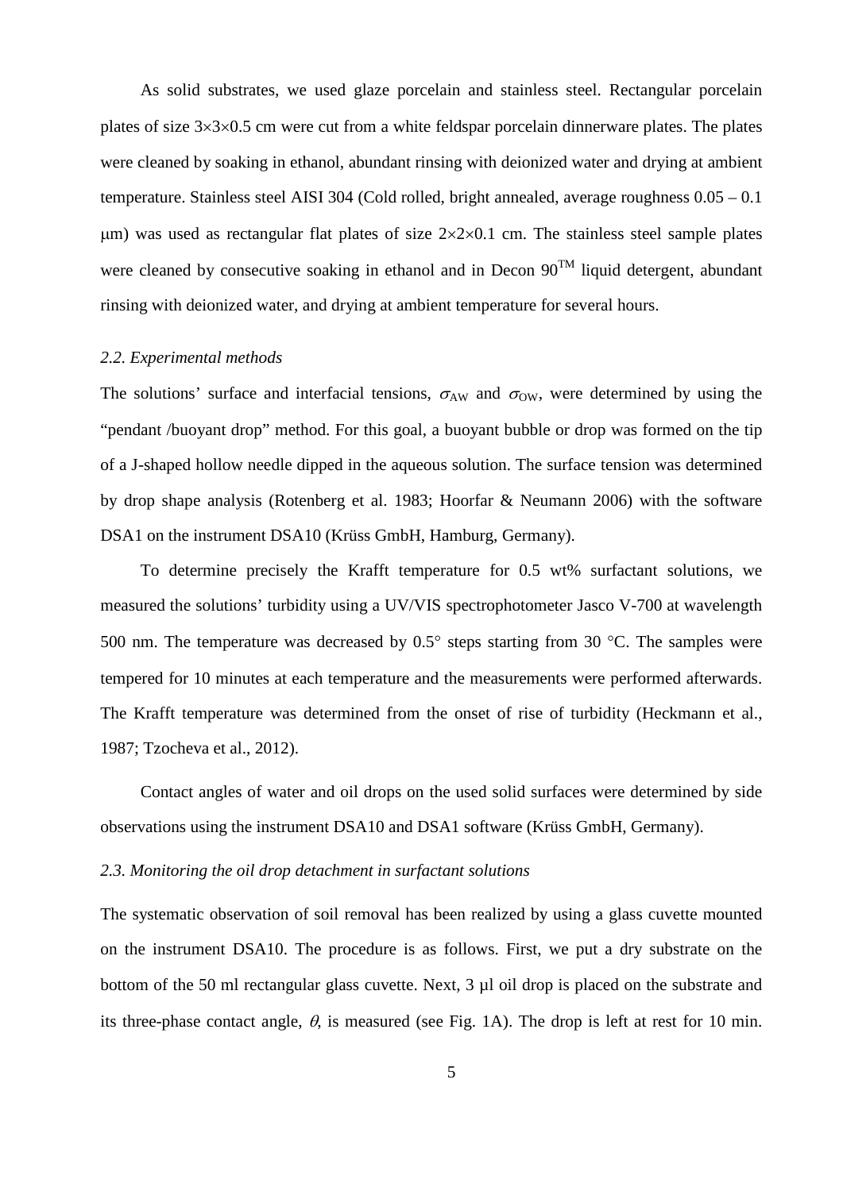As solid substrates, we used glaze porcelain and stainless steel. Rectangular porcelain plates of size $3\times3\times0.5$ cm were cut from a white feldspar porcelain dinnerware plates. The plates were cleaned by soaking in ethanol, abundant rinsing with deionized water and drying at ambient temperature. Stainless steel AISI 304 (Cold rolled, bright annealed, average roughness 0.05 – 0.1 μm) was used as rectangular flat plates of size $2\times2\times0.1$ cm. The stainless steel sample plates were cleaned by consecutive soaking in ethanol and in Decon 90™ liquid detergent, abundant rinsing with deionized water, and drying at ambient temperature for several hours.

### *2.2. Experimental methods*

The solutions' surface and interfacial tensions, $\sigma_{AW}$ and $\sigma_{OW}$, were determined by using the "pendant /buoyant drop" method. For this goal, a buoyant bubble or drop was formed on the tip of a J-shaped hollow needle dipped in the aqueous solution. The surface tension was determined by drop shape analysis (Rotenberg et al. 1983; Hoorfar & Neumann 2006) with the software DSA1 on the instrument DSA10 (Krüss GmbH, Hamburg, Germany).

To determine precisely the Krafft temperature for 0.5 wt% surfactant solutions, we measured the solutions' turbidity using a UV/VIS spectrophotometer Jasco V-700 at wavelength 500 nm. The temperature was decreased by 0.5° steps starting from 30 °C. The samples were tempered for 10 minutes at each temperature and the measurements were performed afterwards. The Krafft temperature was determined from the onset of rise of turbidity (Heckmann et al., 1987; Tzocheva et al., 2012).

Contact angles of water and oil drops on the used solid surfaces were determined by side observations using the instrument DSA10 and DSA1 software (Krüss GmbH, Germany).

### *2.3. Monitoring the oil drop detachment in surfactant solutions*

The systematic observation of soil removal has been realized by using a glass cuvette mounted on the instrument DSA10. The procedure is as follows. First, we put a dry substrate on the bottom of the 50 ml rectangular glass cuvette. Next, 3 µl oil drop is placed on the substrate and its three-phase contact angle, $\theta$, is measured (see Fig. 1A). The drop is left at rest for 10 min.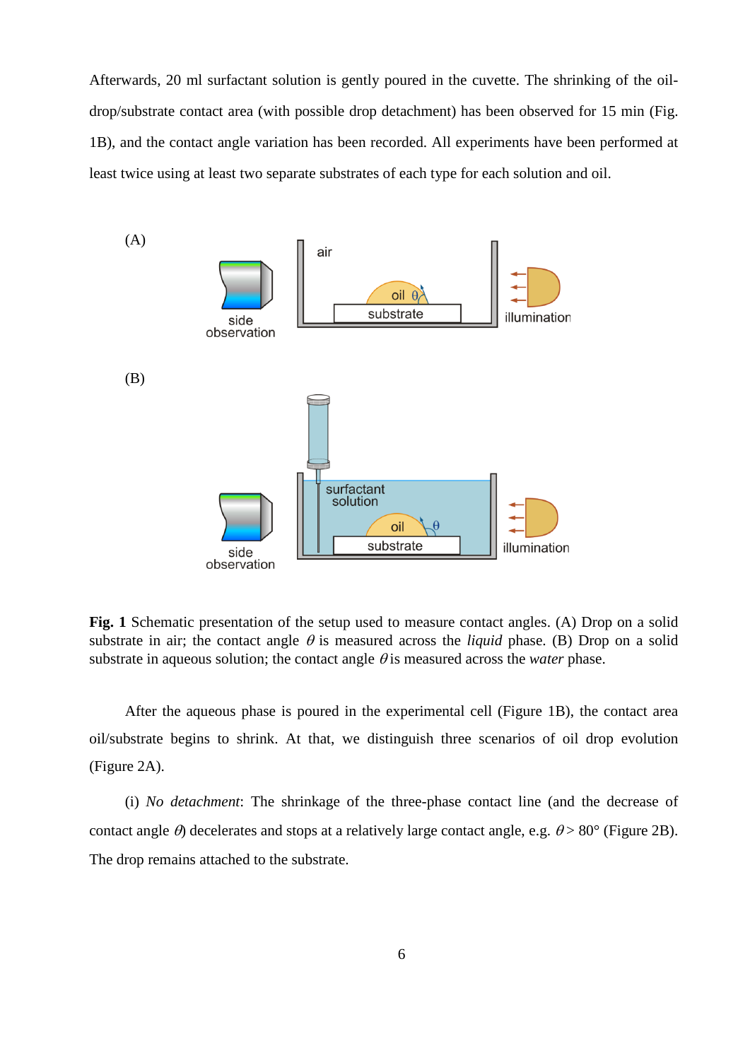Afterwards, 20 ml surfactant solution is gently poured in the cuvette. The shrinking of the oil-drop/substrate contact area (with possible drop detachment) has been observed for 15 min (Fig. 1B), and the contact angle variation has been recorded. All experiments have been performed at least twice using at least two separate substrates of each type for each solution and oil.

**Fig. 1** Schematic presentation of the setup used to measure contact angles. (A) Drop on a solid substrate in air; the contact angle $\theta$ is measured across the *liquid* phase. (B) Drop on a solid substrate in aqueous solution; the contact angle $\theta$ is measured across the *water* phase.

After the aqueous phase is poured in the experimental cell (Figure 1B), the contact area oil/substrate begins to shrink. At that, we distinguish three scenarios of oil drop evolution (Figure 2A).

(i) *No detachment*: The shrinkage of the three-phase contact line (and the decrease of contact angle $\theta$) decelerates and stops at a relatively large contact angle, e.g. $\theta > 80°$ (Figure 2B). The drop remains attached to the substrate.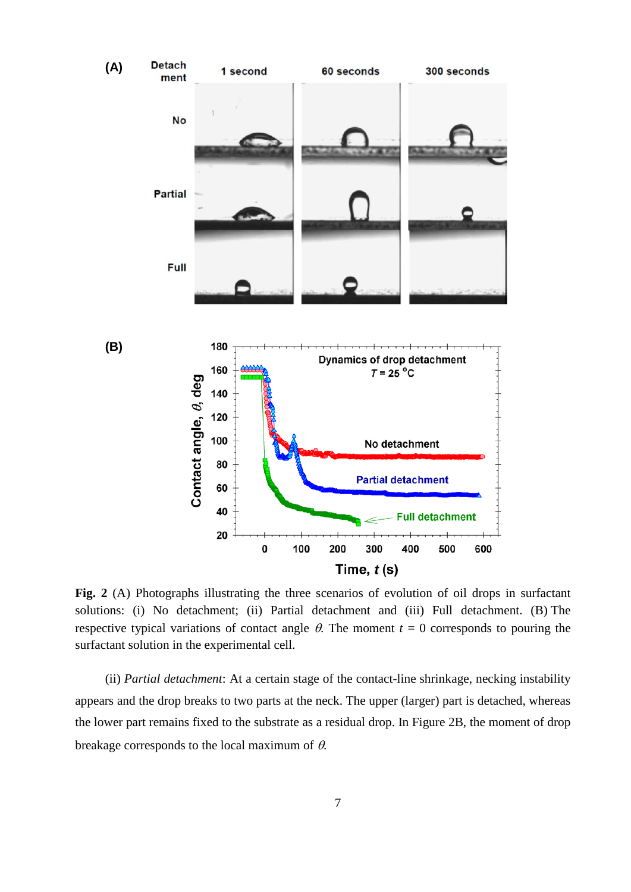**Fig. 2** (A) Photographs illustrating the three scenarios of evolution of oil drops in surfactant solutions: (i) No detachment; (ii) Partial detachment and (iii) Full detachment. (B) The respective typical variations of contact angle $\theta$. The moment $t$ = 0 corresponds to pouring the surfactant solution in the experimental cell.

(ii) *Partial detachment*: At a certain stage of the contact-line shrinkage, necking instability appears and the drop breaks to two parts at the neck. The upper (larger) part is detached, whereas the lower part remains fixed to the substrate as a residual drop. In Figure 2B, the moment of drop breakage corresponds to the local maximum of $\theta$.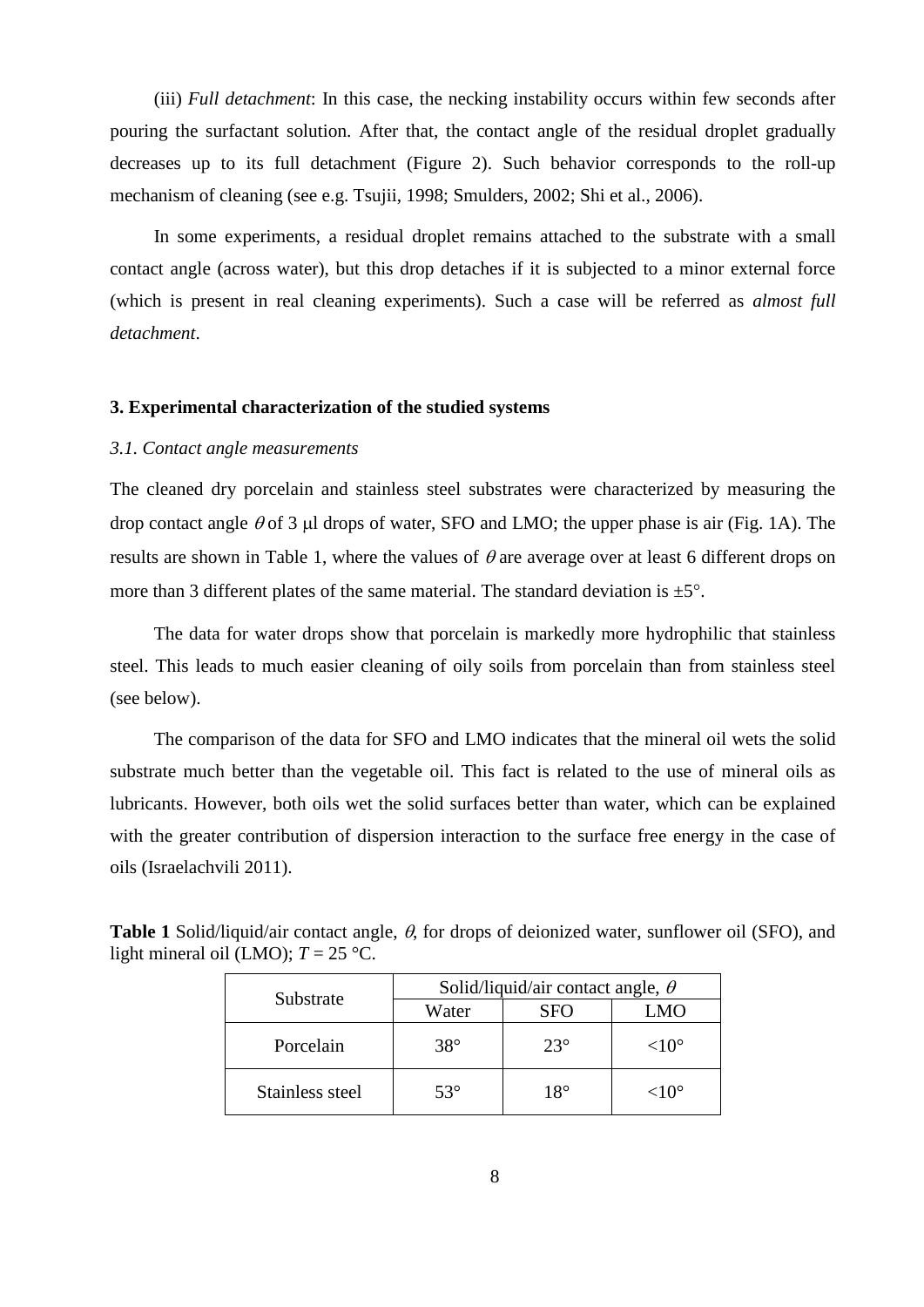(iii) *Full detachment*: In this case, the necking instability occurs within few seconds after pouring the surfactant solution. After that, the contact angle of the residual droplet gradually decreases up to its full detachment (Figure 2). Such behavior corresponds to the roll-up mechanism of cleaning (see e.g. Tsujii, 1998; Smulders, 2002; Shi et al., 2006).

In some experiments, a residual droplet remains attached to the substrate with a small contact angle (across water), but this drop detaches if it is subjected to a minor external force (which is present in real cleaning experiments). Such a case will be referred as *almost full detachment*.

## 3. Experimental characterization of the studied systems

### *3.1. Contact angle measurements*

The cleaned dry porcelain and stainless steel substrates were characterized by measuring the drop contact angle $\theta$ of 3 μl drops of water, SFO and LMO; the upper phase is air (Fig. 1A). The results are shown in Table 1, where the values of $\theta$ are average over at least 6 different drops on more than 3 different plates of the same material. The standard deviation is ±5°.

The data for water drops show that porcelain is markedly more hydrophilic that stainless steel. This leads to much easier cleaning of oily soils from porcelain than from stainless steel (see below).

The comparison of the data for SFO and LMO indicates that the mineral oil wets the solid substrate much better than the vegetable oil. This fact is related to the use of mineral oils as lubricants. However, both oils wet the solid surfaces better than water, which can be explained with the greater contribution of dispersion interaction to the surface free energy in the case of oils (Israelachvili 2011).

**Table 1** Solid/liquid/air contact angle, $\theta$, for drops of deionized water, sunflower oil (SFO), and light mineral oil (LMO); $T$ = 25 °C.

| Substrate | Solid/liquid/air contact angle, $\theta$ | | |
|---|---|---|---|
| | Water | SFO | LMO |
| Porcelain | 38° | 23° | <10° |
| Stainless steel | 53° | 18° | <10° |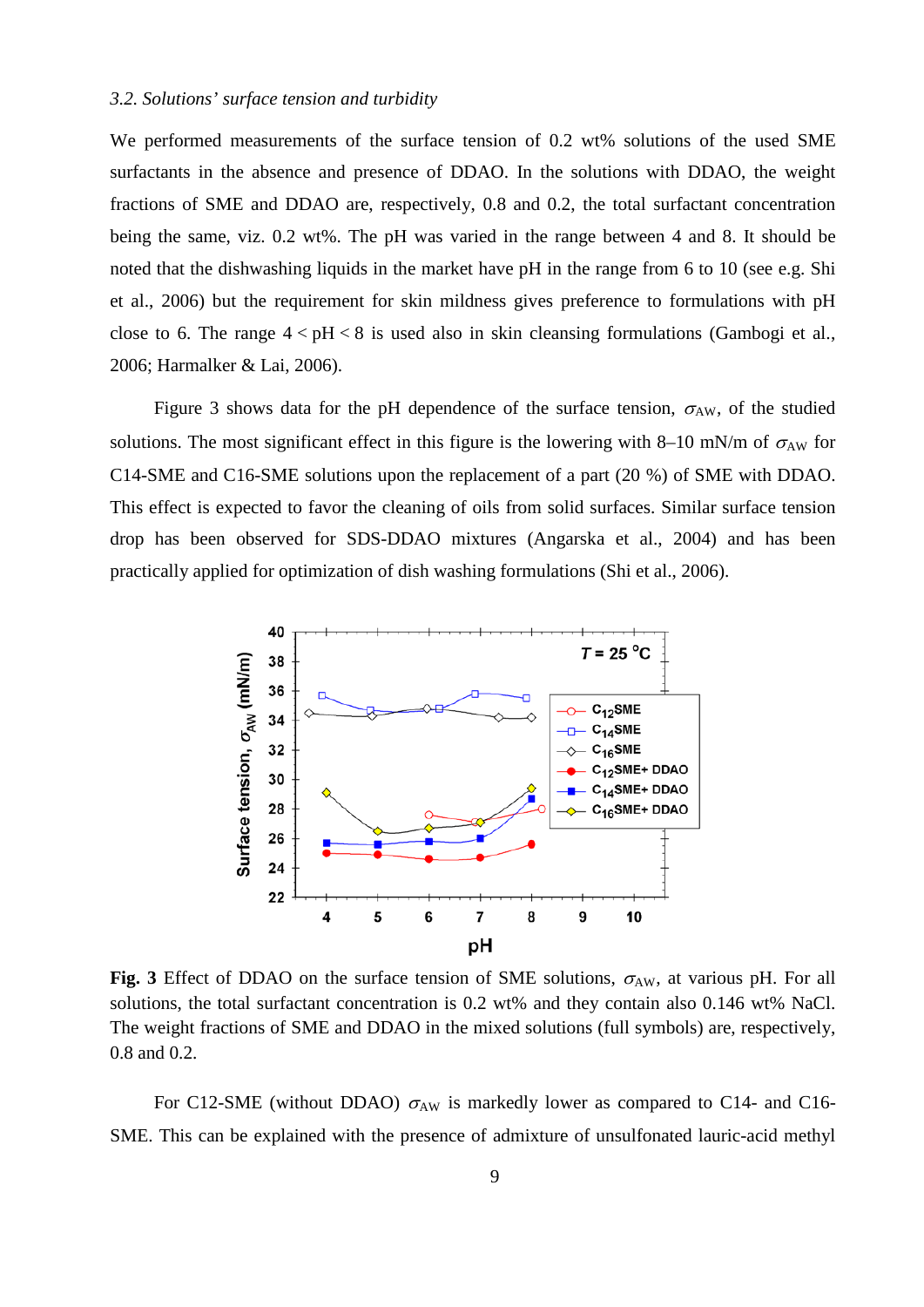*3.2. Solutions' surface tension and turbidity*

We performed measurements of the surface tension of 0.2 wt% solutions of the used SME surfactants in the absence and presence of DDAO. In the solutions with DDAO, the weight fractions of SME and DDAO are, respectively, 0.8 and 0.2, the total surfactant concentration being the same, viz. 0.2 wt%. The pH was varied in the range between 4 and 8. It should be noted that the dishwashing liquids in the market have pH in the range from 6 to 10 (see e.g. Shi et al., 2006) but the requirement for skin mildness gives preference to formulations with pH close to 6. The range 4 < pH < 8 is used also in skin cleansing formulations (Gambogi et al., 2006; Harmalker & Lai, 2006).

Figure 3 shows data for the pH dependence of the surface tension, $\sigma_{AW}$, of the studied solutions. The most significant effect in this figure is the lowering with 8–10 mN/m of $\sigma_{AW}$ for C14-SME and C16-SME solutions upon the replacement of a part (20 %) of SME with DDAO. This effect is expected to favor the cleaning of oils from solid surfaces. Similar surface tension drop has been observed for SDS-DDAO mixtures (Angarska et al., 2004) and has been practically applied for optimization of dish washing formulations (Shi et al., 2006).

**Fig. 3** Effect of DDAO on the surface tension of SME solutions, $\sigma_{AW}$, at various pH. For all solutions, the total surfactant concentration is 0.2 wt% and they contain also 0.146 wt% NaCl. The weight fractions of SME and DDAO in the mixed solutions (full symbols) are, respectively, 0.8 and 0.2.

For C12-SME (without DDAO) $\sigma_{AW}$ is markedly lower as compared to C14- and C16-SME. This can be explained with the presence of admixture of unsulfonated lauric-acid methyl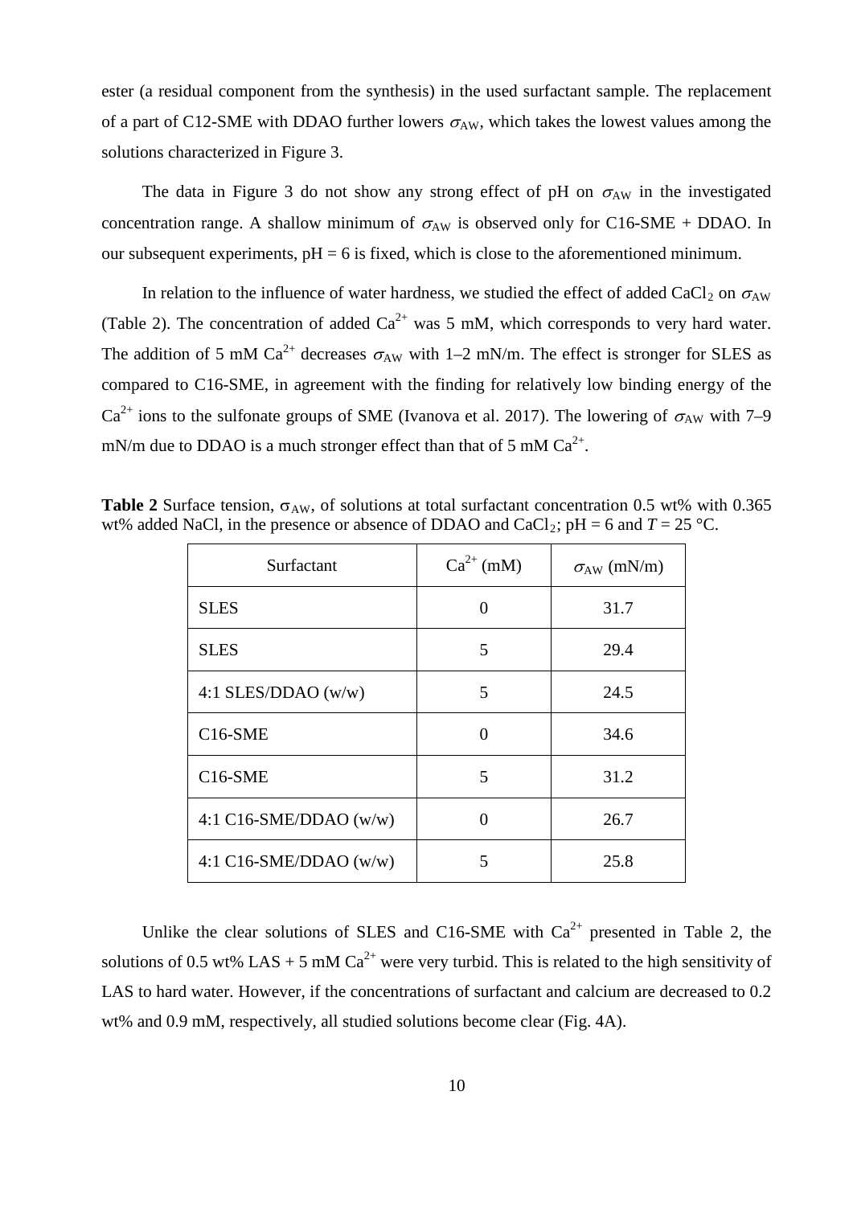ester (a residual component from the synthesis) in the used surfactant sample. The replacement of a part of C12-SME with DDAO further lowers $\sigma_{AW}$, which takes the lowest values among the solutions characterized in Figure 3.

The data in Figure 3 do not show any strong effect of pH on $\sigma_{AW}$ in the investigated concentration range. A shallow minimum of $\sigma_{AW}$ is observed only for C16-SME + DDAO. In our subsequent experiments, pH = 6 is fixed, which is close to the aforementioned minimum.

In relation to the influence of water hardness, we studied the effect of added $CaCl_2$ on $\sigma_{AW}$ (Table 2). The concentration of added $Ca^{2+}$ was 5 mM, which corresponds to very hard water. The addition of 5 mM $Ca^{2+}$ decreases $\sigma_{AW}$ with 1–2 mN/m. The effect is stronger for SLES as compared to C16-SME, in agreement with the finding for relatively low binding energy of the $Ca^{2+}$ ions to the sulfonate groups of SME (Ivanova et al. 2017). The lowering of $\sigma_{AW}$ with 7–9 mN/m due to DDAO is a much stronger effect than that of 5 mM $Ca^{2+}$.

**Table 2** Surface tension, $\sigma_{AW}$, of solutions at total surfactant concentration 0.5 wt% with 0.365 wt% added NaCl, in the presence or absence of DDAO and $CaCl_2$; pH = 6 and $T$ = 25 °C.

| Surfactant | $Ca^{2+}$ (mM) | $\sigma_{AW}$ (mN/m) |
|---|---|---|
| SLES | 0 | 31.7 |
| SLES | 5 | 29.4 |
| 4:1 SLES/DDAO (w/w) | 5 | 24.5 |
| C16-SME | 0 | 34.6 |
| C16-SME | 5 | 31.2 |
| 4:1 C16-SME/DDAO (w/w) | 0 | 26.7 |
| 4:1 C16-SME/DDAO (w/w) | 5 | 25.8 |

Unlike the clear solutions of SLES and C16-SME with $Ca^{2+}$ presented in Table 2, the solutions of 0.5 wt% LAS + 5 mM $Ca^{2+}$ were very turbid. This is related to the high sensitivity of LAS to hard water. However, if the concentrations of surfactant and calcium are decreased to 0.2 wt% and 0.9 mM, respectively, all studied solutions become clear (Fig. 4A).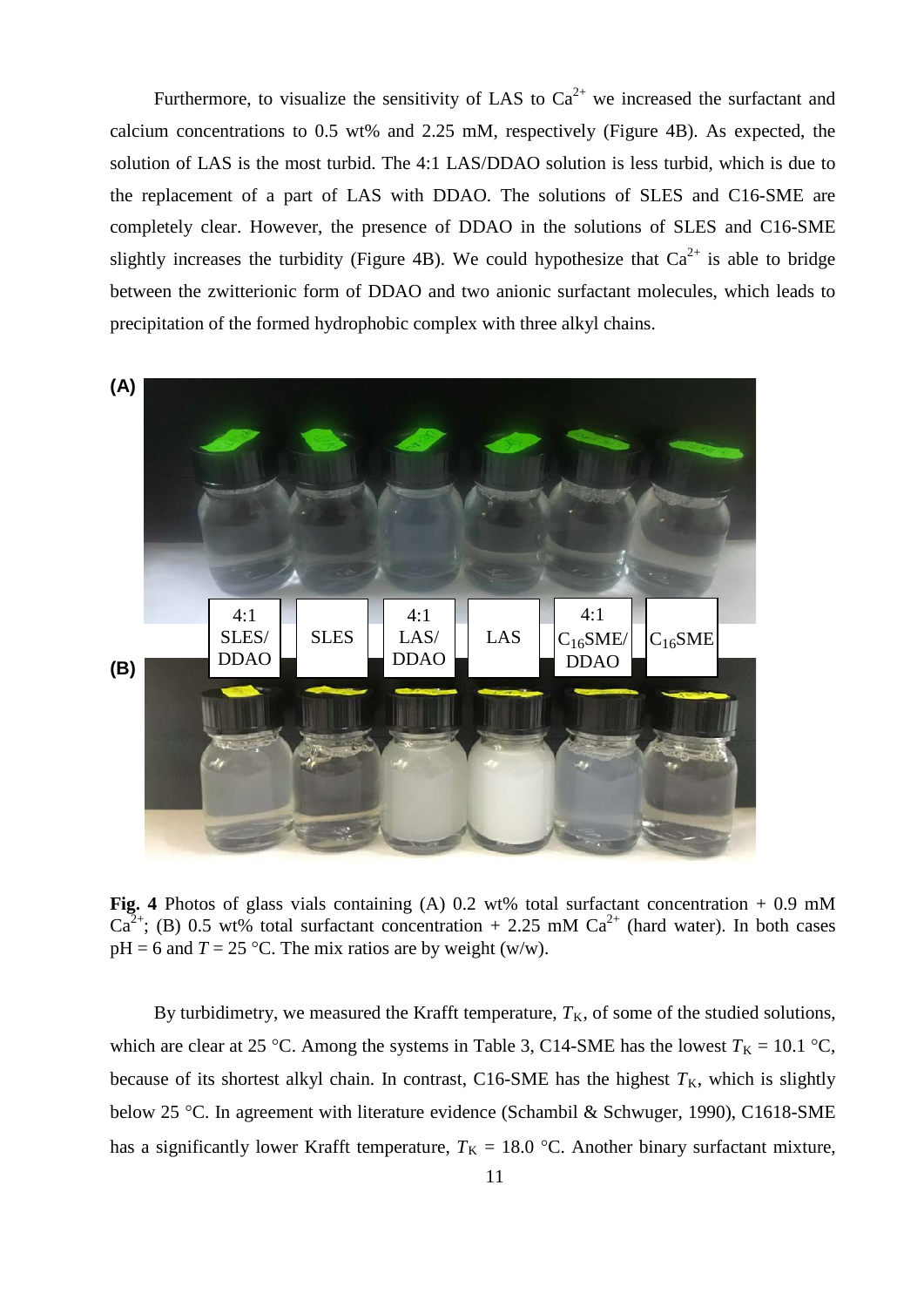Furthermore, to visualize the sensitivity of LAS to $Ca^{2+}$ we increased the surfactant and calcium concentrations to 0.5 wt% and 2.25 mM, respectively (Figure 4B). As expected, the solution of LAS is the most turbid. The 4:1 LAS/DDAO solution is less turbid, which is due to the replacement of a part of LAS with DDAO. The solutions of SLES and C16-SME are completely clear. However, the presence of DDAO in the solutions of SLES and C16-SME slightly increases the turbidity (Figure 4B). We could hypothesize that $Ca^{2+}$ is able to bridge between the zwitterionic form of DDAO and two anionic surfactant molecules, which leads to precipitation of the formed hydrophobic complex with three alkyl chains.

**Fig. 4** Photos of glass vials containing (A) 0.2 wt% total surfactant concentration + 0.9 mM $Ca^{2+}$; (B) 0.5 wt% total surfactant concentration + 2.25 mM $Ca^{2+}$ (hard water). In both cases pH = 6 and $T$ = 25 °C. The mix ratios are by weight (w/w).

By turbidimetry, we measured the Krafft temperature, $T_K$, of some of the studied solutions, which are clear at 25 °C. Among the systems in Table 3, C14-SME has the lowest $T_K$ = 10.1 °C, because of its shortest alkyl chain. In contrast, C16-SME has the highest $T_K$, which is slightly below 25 °C. In agreement with literature evidence (Schambil & Schwuger, 1990), C1618-SME has a significantly lower Krafft temperature, $T_K$ = 18.0 °C. Another binary surfactant mixture,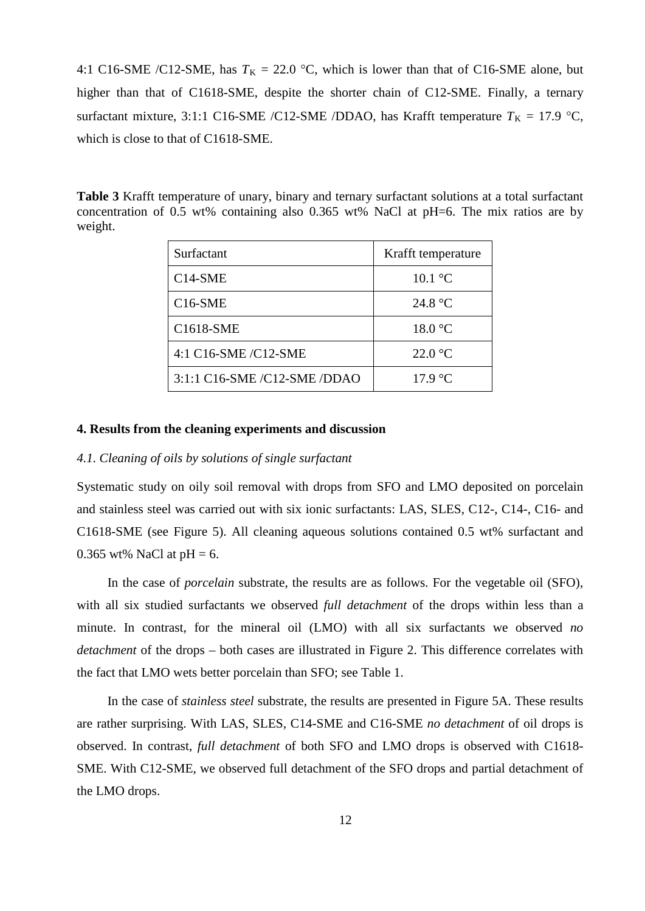4:1 C16-SME /C12-SME, has $T_K$ = 22.0 °C, which is lower than that of C16-SME alone, but higher than that of C1618-SME, despite the shorter chain of C12-SME. Finally, a ternary surfactant mixture, 3:1:1 C16-SME /C12-SME /DDAO, has Krafft temperature $T_K$ = 17.9 °C, which is close to that of C1618-SME.

**Table 3** Krafft temperature of unary, binary and ternary surfactant solutions at a total surfactant concentration of 0.5 wt% containing also 0.365 wt% NaCl at pH=6. The mix ratios are by weight.

| Surfactant | Krafft temperature |
|---|---|
| C14-SME | 10.1 °C |
| C16-SME | 24.8 °C |
| C1618-SME | 18.0 °C |
| 4:1 C16-SME /C12-SME | 22.0 °C |
| 3:1:1 C16-SME /C12-SME /DDAO | 17.9 °C |

## 4. Results from the cleaning experiments and discussion

### *4.1. Cleaning of oils by solutions of single surfactant*

Systematic study on oily soil removal with drops from SFO and LMO deposited on porcelain and stainless steel was carried out with six ionic surfactants: LAS, SLES, C12-, C14-, C16- and C1618-SME (see Figure 5). All cleaning aqueous solutions contained 0.5 wt% surfactant and 0.365 wt% NaCl at pH = 6.

In the case of *porcelain* substrate, the results are as follows. For the vegetable oil (SFO), with all six studied surfactants we observed *full detachment* of the drops within less than a minute. In contrast, for the mineral oil (LMO) with all six surfactants we observed *no detachment* of the drops – both cases are illustrated in Figure 2. This difference correlates with the fact that LMO wets better porcelain than SFO; see Table 1.

In the case of *stainless steel* substrate, the results are presented in Figure 5A. These results are rather surprising. With LAS, SLES, C14-SME and C16-SME *no detachment* of oil drops is observed. In contrast, *full detachment* of both SFO and LMO drops is observed with C1618-SME. With C12-SME, we observed full detachment of the SFO drops and partial detachment of the LMO drops.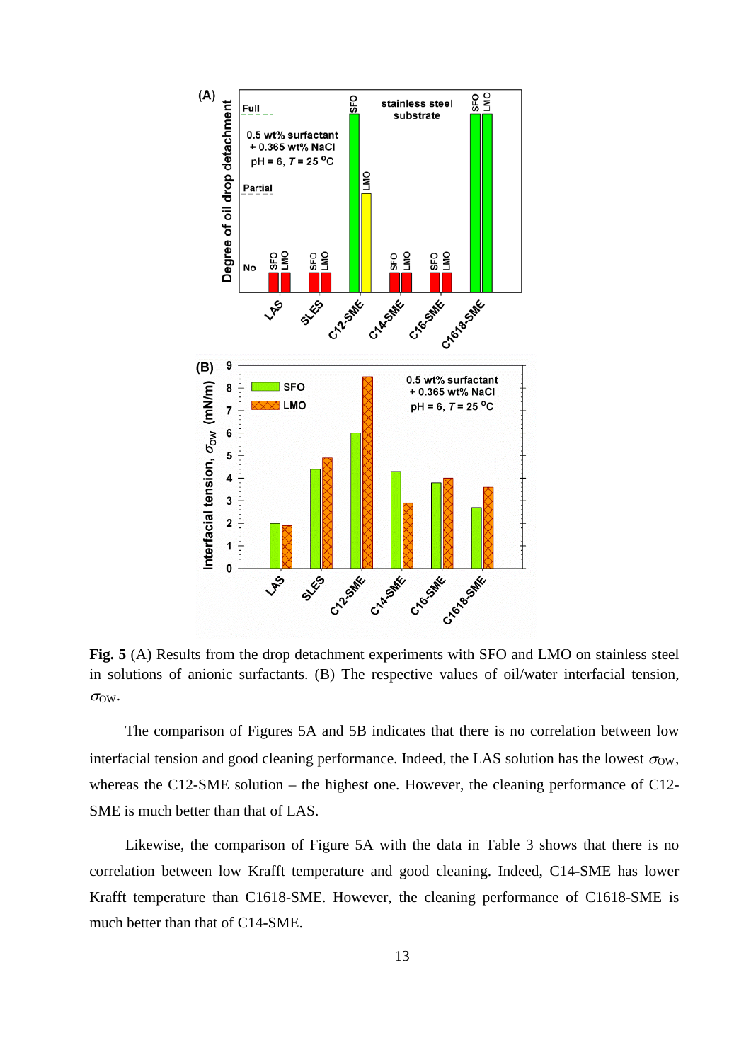**Fig. 5** (A) Results from the drop detachment experiments with SFO and LMO on stainless steel in solutions of anionic surfactants. (B) The respective values of oil/water interfacial tension, $\sigma_{OW}$.

The comparison of Figures 5A and 5B indicates that there is no correlation between low interfacial tension and good cleaning performance. Indeed, the LAS solution has the lowest $\sigma_{OW}$, whereas the C12-SME solution – the highest one. However, the cleaning performance of C12-SME is much better than that of LAS.

Likewise, the comparison of Figure 5A with the data in Table 3 shows that there is no correlation between low Krafft temperature and good cleaning. Indeed, C14-SME has lower Krafft temperature than C1618-SME. However, the cleaning performance of C1618-SME is much better than that of C14-SME.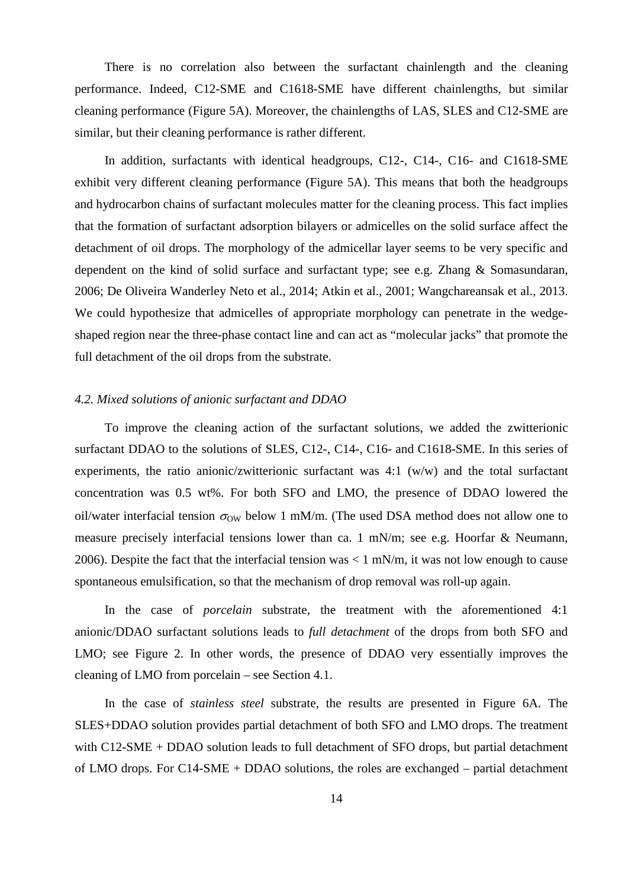There is no correlation also between the surfactant chainlength and the cleaning performance. Indeed, C12-SME and C1618-SME have different chainlengths, but similar cleaning performance (Figure 5A). Moreover, the chainlengths of LAS, SLES and C12-SME are similar, but their cleaning performance is rather different.

In addition, surfactants with identical headgroups, C12-, C14-, C16- and C1618-SME exhibit very different cleaning performance (Figure 5A). This means that both the headgroups and hydrocarbon chains of surfactant molecules matter for the cleaning process. This fact implies that the formation of surfactant adsorption bilayers or admicelles on the solid surface affect the detachment of oil drops. The morphology of the admicellar layer seems to be very specific and dependent on the kind of solid surface and surfactant type; see e.g. Zhang & Somasundaran, 2006; De Oliveira Wanderley Neto et al., 2014; Atkin et al., 2001; Wangchareansak et al., 2013. We could hypothesize that admicelles of appropriate morphology can penetrate in the wedge-shaped region near the three-phase contact line and can act as "molecular jacks" that promote the full detachment of the oil drops from the substrate.

### *4.2. Mixed solutions of anionic surfactant and DDAO*

To improve the cleaning action of the surfactant solutions, we added the zwitterionic surfactant DDAO to the solutions of SLES, C12-, C14-, C16- and C1618-SME. In this series of experiments, the ratio anionic/zwitterionic surfactant was 4:1 (w/w) and the total surfactant concentration was 0.5 wt%. For both SFO and LMO, the presence of DDAO lowered the oil/water interfacial tension $\sigma_{OW}$ below 1 mM/m. (The used DSA method does not allow one to measure precisely interfacial tensions lower than ca. 1 mN/m; see e.g. Hoorfar & Neumann, 2006). Despite the fact that the interfacial tension was < 1 mN/m, it was not low enough to cause spontaneous emulsification, so that the mechanism of drop removal was roll-up again.

In the case of *porcelain* substrate, the treatment with the aforementioned 4:1 anionic/DDAO surfactant solutions leads to *full detachment* of the drops from both SFO and LMO; see Figure 2. In other words, the presence of DDAO very essentially improves the cleaning of LMO from porcelain – see Section 4.1.

In the case of *stainless steel* substrate, the results are presented in Figure 6A. The SLES+DDAO solution provides partial detachment of both SFO and LMO drops. The treatment with C12-SME + DDAO solution leads to full detachment of SFO drops, but partial detachment of LMO drops. For C14-SME + DDAO solutions, the roles are exchanged – partial detachment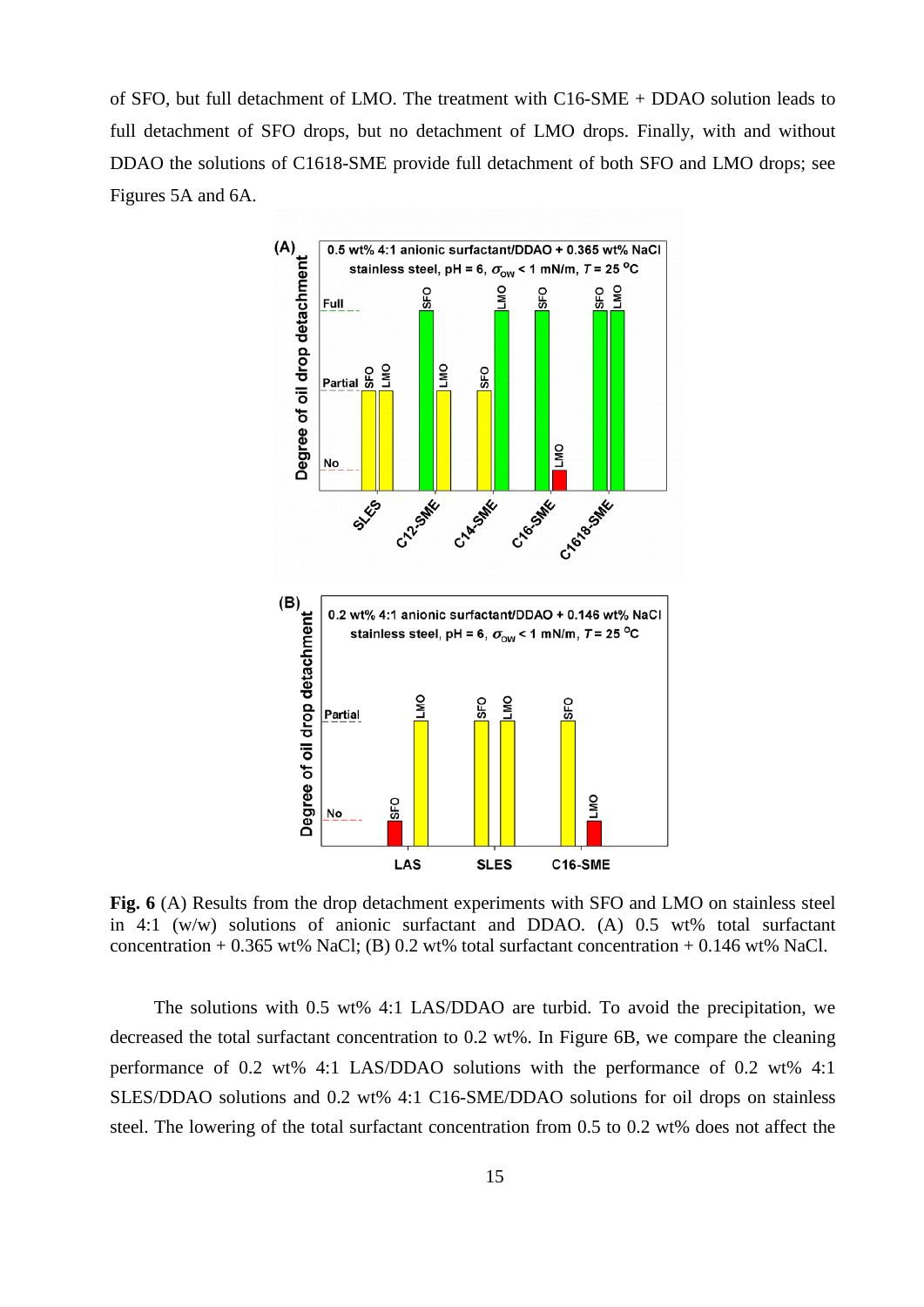of SFO, but full detachment of LMO. The treatment with C16-SME + DDAO solution leads to full detachment of SFO drops, but no detachment of LMO drops. Finally, with and without DDAO the solutions of C1618-SME provide full detachment of both SFO and LMO drops; see Figures 5A and 6A.

**Fig. 6** (A) Results from the drop detachment experiments with SFO and LMO on stainless steel in 4:1 (w/w) solutions of anionic surfactant and DDAO. (A) 0.5 wt% total surfactant concentration + 0.365 wt% NaCl; (B) 0.2 wt% total surfactant concentration + 0.146 wt% NaCl.

The solutions with 0.5 wt% 4:1 LAS/DDAO are turbid. To avoid the precipitation, we decreased the total surfactant concentration to 0.2 wt%. In Figure 6B, we compare the cleaning performance of 0.2 wt% 4:1 LAS/DDAO solutions with the performance of 0.2 wt% 4:1 SLES/DDAO solutions and 0.2 wt% 4:1 C16-SME/DDAO solutions for oil drops on stainless steel. The lowering of the total surfactant concentration from 0.5 to 0.2 wt% does not affect the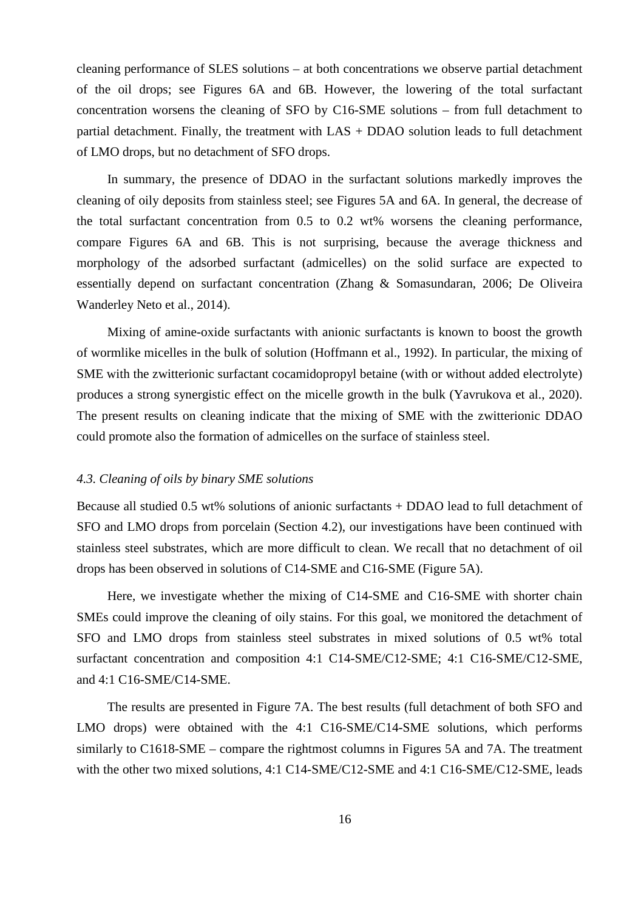cleaning performance of SLES solutions – at both concentrations we observe partial detachment of the oil drops; see Figures 6A and 6B. However, the lowering of the total surfactant concentration worsens the cleaning of SFO by C16-SME solutions – from full detachment to partial detachment. Finally, the treatment with LAS + DDAO solution leads to full detachment of LMO drops, but no detachment of SFO drops.

In summary, the presence of DDAO in the surfactant solutions markedly improves the cleaning of oily deposits from stainless steel; see Figures 5A and 6A. In general, the decrease of the total surfactant concentration from 0.5 to 0.2 wt% worsens the cleaning performance, compare Figures 6A and 6B. This is not surprising, because the average thickness and morphology of the adsorbed surfactant (admicelles) on the solid surface are expected to essentially depend on surfactant concentration (Zhang & Somasundaran, 2006; De Oliveira Wanderley Neto et al., 2014).

Mixing of amine-oxide surfactants with anionic surfactants is known to boost the growth of wormlike micelles in the bulk of solution (Hoffmann et al., 1992). In particular, the mixing of SME with the zwitterionic surfactant cocamidopropyl betaine (with or without added electrolyte) produces a strong synergistic effect on the micelle growth in the bulk (Yavrukova et al., 2020). The present results on cleaning indicate that the mixing of SME with the zwitterionic DDAO could promote also the formation of admicelles on the surface of stainless steel.

### *4.3. Cleaning of oils by binary SME solutions*

Because all studied 0.5 wt% solutions of anionic surfactants + DDAO lead to full detachment of SFO and LMO drops from porcelain (Section 4.2), our investigations have been continued with stainless steel substrates, which are more difficult to clean. We recall that no detachment of oil drops has been observed in solutions of C14-SME and C16-SME (Figure 5A).

Here, we investigate whether the mixing of C14-SME and C16-SME with shorter chain SMEs could improve the cleaning of oily stains. For this goal, we monitored the detachment of SFO and LMO drops from stainless steel substrates in mixed solutions of 0.5 wt% total surfactant concentration and composition 4:1 C14-SME/C12-SME; 4:1 C16-SME/C12-SME, and 4:1 C16-SME/C14-SME.

The results are presented in Figure 7A. The best results (full detachment of both SFO and LMO drops) were obtained with the 4:1 C16-SME/C14-SME solutions, which performs similarly to C1618-SME – compare the rightmost columns in Figures 5A and 7A. The treatment with the other two mixed solutions, 4:1 C14-SME/C12-SME and 4:1 C16-SME/C12-SME, leads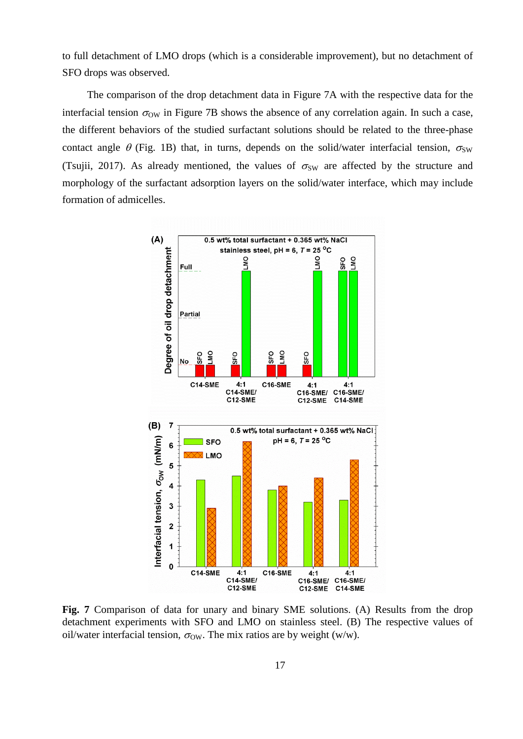to full detachment of LMO drops (which is a considerable improvement), but no detachment of SFO drops was observed.

The comparison of the drop detachment data in Figure 7A with the respective data for the interfacial tension $\sigma_{OW}$ in Figure 7B shows the absence of any correlation again. In such a case, the different behaviors of the studied surfactant solutions should be related to the three-phase contact angle $\theta$ (Fig. 1B) that, in turns, depends on the solid/water interfacial tension, $\sigma_{SW}$ (Tsujii, 2017). As already mentioned, the values of $\sigma_{SW}$ are affected by the structure and morphology of the surfactant adsorption layers on the solid/water interface, which may include formation of admicelles.

**Fig. 7** Comparison of data for unary and binary SME solutions. (A) Results from the drop detachment experiments with SFO and LMO on stainless steel. (B) The respective values of oil/water interfacial tension, $\sigma_{OW}$. The mix ratios are by weight (w/w).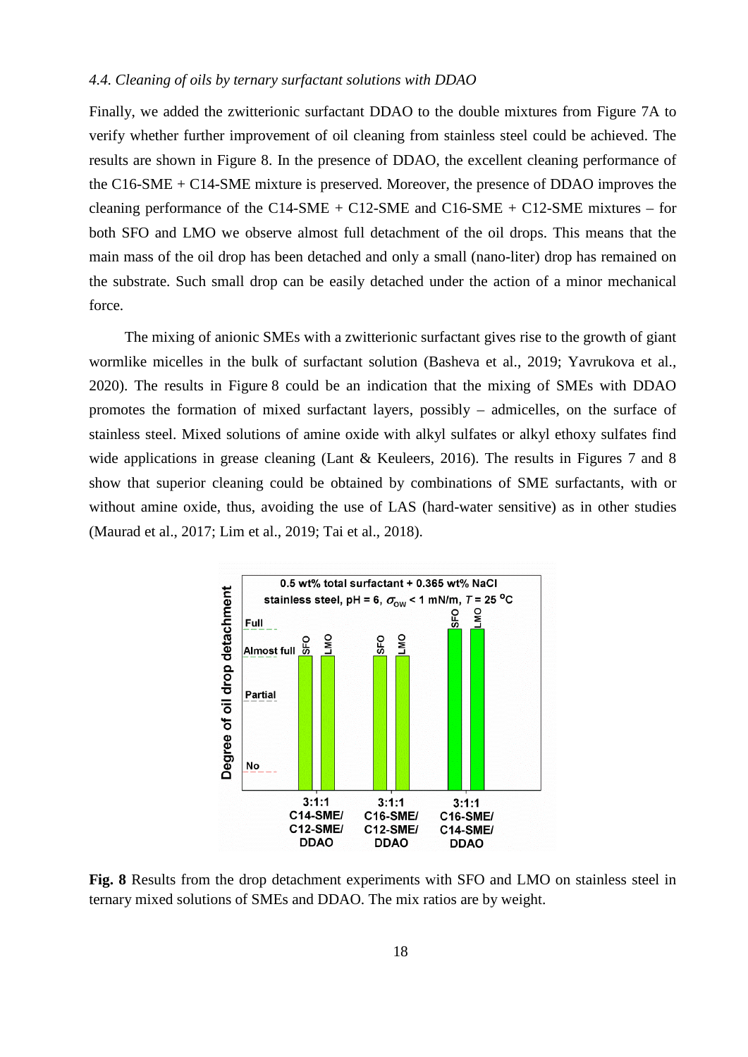### *4.4. Cleaning of oils by ternary surfactant solutions with DDAO*

Finally, we added the zwitterionic surfactant DDAO to the double mixtures from Figure 7A to verify whether further improvement of oil cleaning from stainless steel could be achieved. The results are shown in Figure 8. In the presence of DDAO, the excellent cleaning performance of the C16-SME + C14-SME mixture is preserved. Moreover, the presence of DDAO improves the cleaning performance of the C14-SME + C12-SME and C16-SME + C12-SME mixtures – for both SFO and LMO we observe almost full detachment of the oil drops. This means that the main mass of the oil drop has been detached and only a small (nano-liter) drop has remained on the substrate. Such small drop can be easily detached under the action of a minor mechanical force.

The mixing of anionic SMEs with a zwitterionic surfactant gives rise to the growth of giant wormlike micelles in the bulk of surfactant solution (Basheva et al., 2019; Yavrukova et al., 2020). The results in Figure 8 could be an indication that the mixing of SMEs with DDAO promotes the formation of mixed surfactant layers, possibly – admicelles, on the surface of stainless steel. Mixed solutions of amine oxide with alkyl sulfates or alkyl ethoxy sulfates find wide applications in grease cleaning (Lant & Keuleers, 2016). The results in Figures 7 and 8 show that superior cleaning could be obtained by combinations of SME surfactants, with or without amine oxide, thus, avoiding the use of LAS (hard-water sensitive) as in other studies (Maurad et al., 2017; Lim et al., 2019; Tai et al., 2018).

**Fig. 8** Results from the drop detachment experiments with SFO and LMO on stainless steel in ternary mixed solutions of SMEs and DDAO. The mix ratios are by weight.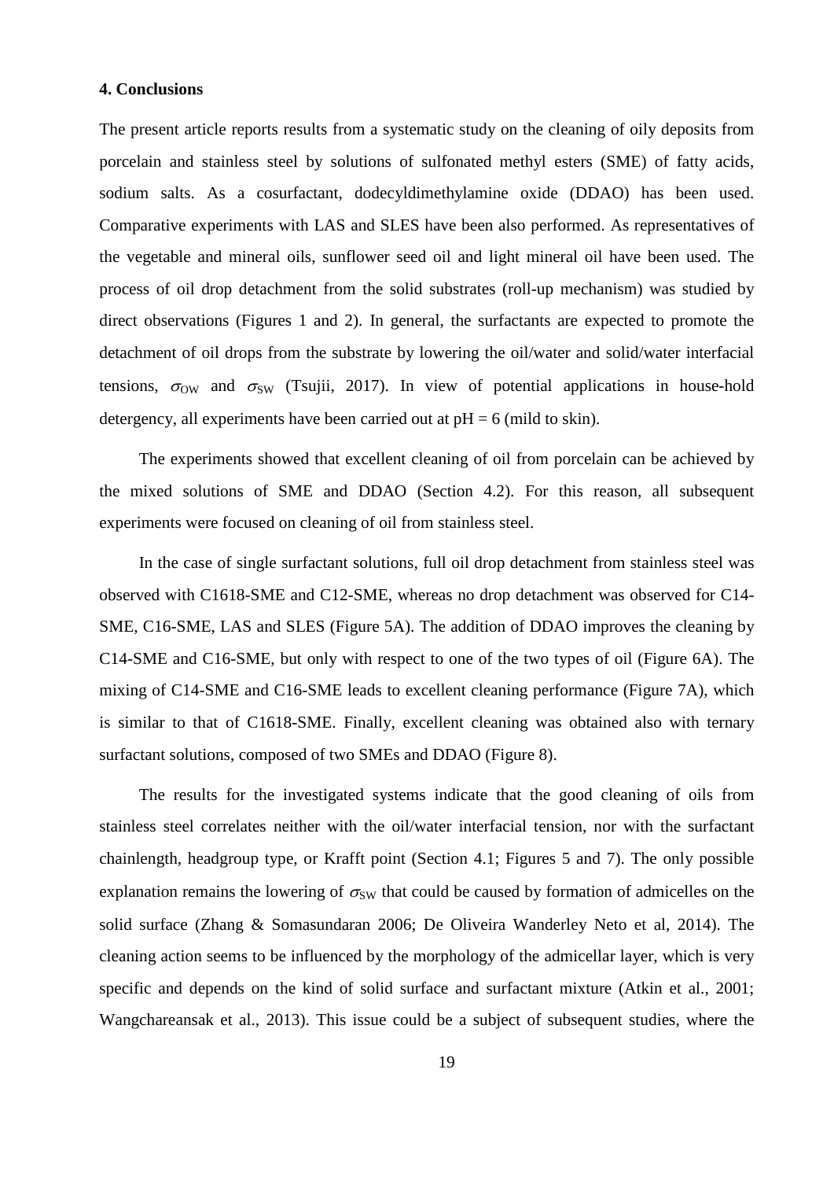### 4. Conclusions

The present article reports results from a systematic study on the cleaning of oily deposits from porcelain and stainless steel by solutions of sulfonated methyl esters (SME) of fatty acids, sodium salts. As a cosurfactant, dodecyldimethylamine oxide (DDAO) has been used. Comparative experiments with LAS and SLES have been also performed. As representatives of the vegetable and mineral oils, sunflower seed oil and light mineral oil have been used. The process of oil drop detachment from the solid substrates (roll-up mechanism) was studied by direct observations (Figures 1 and 2). In general, the surfactants are expected to promote the detachment of oil drops from the substrate by lowering the oil/water and solid/water interfacial tensions, $\sigma_{\rm OW}$ and $\sigma_{\rm SW}$ (Tsujii, 2017). In view of potential applications in house-hold detergency, all experiments have been carried out at pH = 6 (mild to skin).

The experiments showed that excellent cleaning of oil from porcelain can be achieved by the mixed solutions of SME and DDAO (Section 4.2). For this reason, all subsequent experiments were focused on cleaning of oil from stainless steel.

In the case of single surfactant solutions, full oil drop detachment from stainless steel was observed with C1618-SME and C12-SME, whereas no drop detachment was observed for C14-SME, C16-SME, LAS and SLES (Figure 5A). The addition of DDAO improves the cleaning by C14-SME and C16-SME, but only with respect to one of the two types of oil (Figure 6A). The mixing of C14-SME and C16-SME leads to excellent cleaning performance (Figure 7A), which is similar to that of C1618-SME. Finally, excellent cleaning was obtained also with ternary surfactant solutions, composed of two SMEs and DDAO (Figure 8).

The results for the investigated systems indicate that the good cleaning of oils from stainless steel correlates neither with the oil/water interfacial tension, nor with the surfactant chainlength, headgroup type, or Krafft point (Section 4.1; Figures 5 and 7). The only possible explanation remains the lowering of $\sigma_{\rm SW}$ that could be caused by formation of admicelles on the solid surface (Zhang & Somasundaran 2006; De Oliveira Wanderley Neto et al, 2014). The cleaning action seems to be influenced by the morphology of the admicellar layer, which is very specific and depends on the kind of solid surface and surfactant mixture (Atkin et al., 2001; Wangchareansak et al., 2013). This issue could be a subject of subsequent studies, where the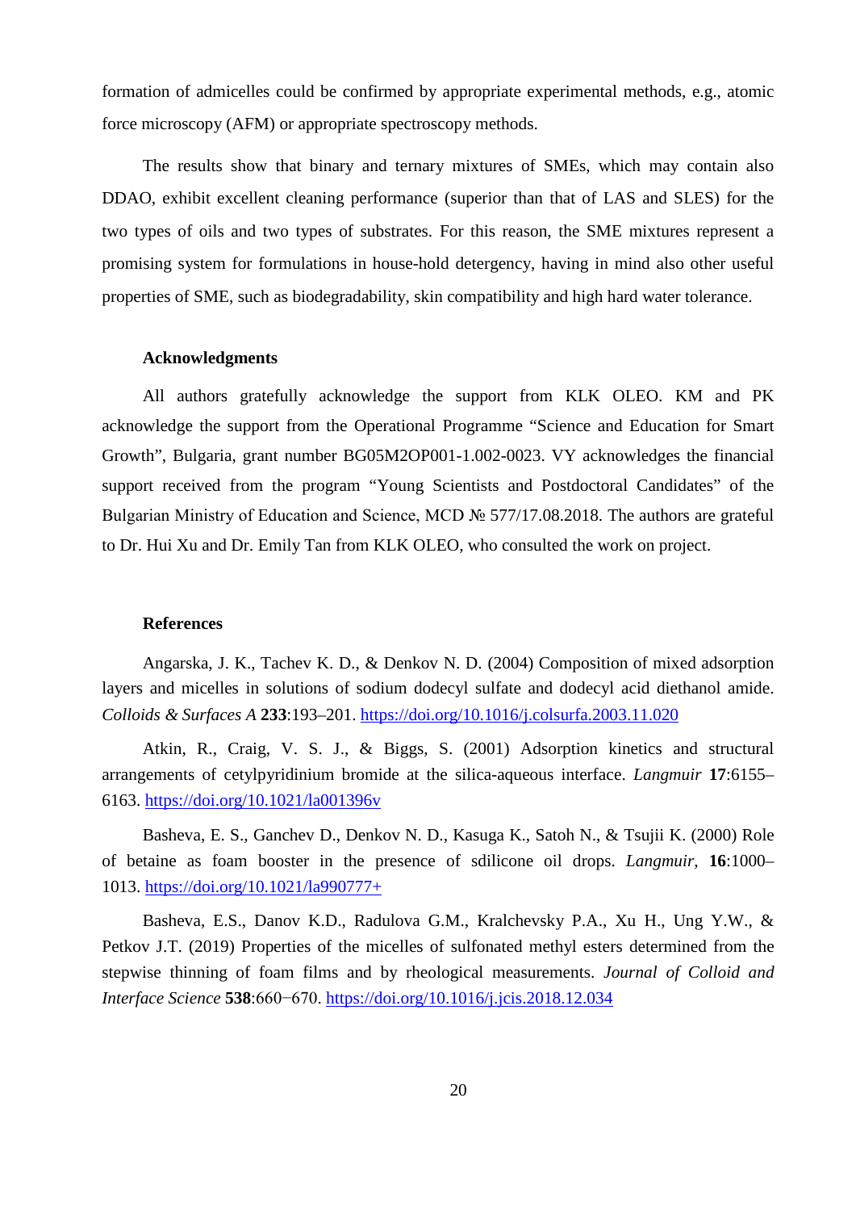formation of admicelles could be confirmed by appropriate experimental methods, e.g., atomic force microscopy (AFM) or appropriate spectroscopy methods.

The results show that binary and ternary mixtures of SMEs, which may contain also DDAO, exhibit excellent cleaning performance (superior than that of LAS and SLES) for the two types of oils and two types of substrates. For this reason, the SME mixtures represent a promising system for formulations in house-hold detergency, having in mind also other useful properties of SME, such as biodegradability, skin compatibility and high hard water tolerance.

### Acknowledgments

All authors gratefully acknowledge the support from KLK OLEO. KM and PK acknowledge the support from the Operational Programme "Science and Education for Smart Growth", Bulgaria, grant number BG05M2OP001-1.002-0023. VY acknowledges the financial support received from the program "Young Scientists and Postdoctoral Candidates" of the Bulgarian Ministry of Education and Science, MCD № 577/17.08.2018. The authors are grateful to Dr. Hui Xu and Dr. Emily Tan from KLK OLEO, who consulted the work on project.

### References

Angarska, J. K., Tachev K. D., & Denkov N. D. (2004) Composition of mixed adsorption layers and micelles in solutions of sodium dodecyl sulfate and dodecyl acid diethanol amide. *Colloids & Surfaces A* **233**:193–201. https://doi.org/10.1016/j.colsurfa.2003.11.020

Atkin, R., Craig, V. S. J., & Biggs, S. (2001) Adsorption kinetics and structural arrangements of cetylpyridinium bromide at the silica-aqueous interface. *Langmuir* **17**:6155–6163. https://doi.org/10.1021/la001396v

Basheva, E. S., Ganchev D., Denkov N. D., Kasuga K., Satoh N., & Tsujii K. (2000) Role of betaine as foam booster in the presence of sdilicone oil drops. *Langmuir*, **16**:1000–1013. https://doi.org/10.1021/la990777+

Basheva, E.S., Danov K.D., Radulova G.M., Kralchevsky P.A., Xu H., Ung Y.W., & Petkov J.T. (2019) Properties of the micelles of sulfonated methyl esters determined from the stepwise thinning of foam films and by rheological measurements. *Journal of Colloid and Interface Science* **538**:660−670. https://doi.org/10.1016/j.jcis.2018.12.034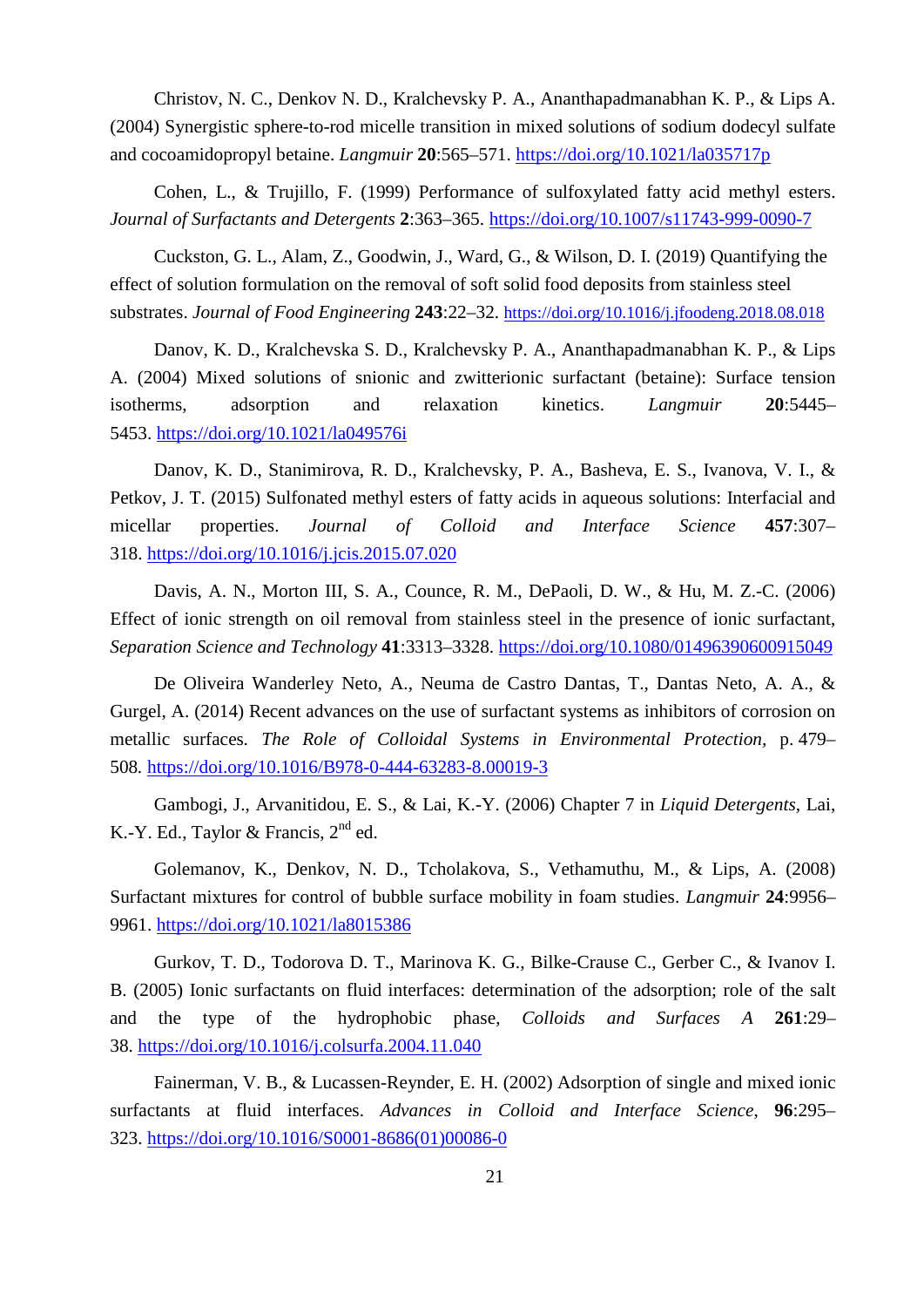Christov, N. C., Denkov N. D., Kralchevsky P. A., Ananthapadmanabhan K. P., & Lips A. (2004) Synergistic sphere-to-rod micelle transition in mixed solutions of sodium dodecyl sulfate and cocoamidopropyl betaine. *Langmuir* **20**:565–571. https://doi.org/10.1021/la035717p

Cohen, L., & Trujillo, F. (1999) Performance of sulfoxylated fatty acid methyl esters. *Journal of Surfactants and Detergents* **2**:363–365. https://doi.org/10.1007/s11743-999-0090-7

Cuckston, G. L., Alam, Z., Goodwin, J., Ward, G., & Wilson, D. I. (2019) Quantifying the effect of solution formulation on the removal of soft solid food deposits from stainless steel substrates. *Journal of Food Engineering* **243**:22–32. https://doi.org/10.1016/j.jfoodeng.2018.08.018

Danov, K. D., Kralchevska S. D., Kralchevsky P. A., Ananthapadmanabhan K. P., & Lips A. (2004) Mixed solutions of snionic and zwitterionic surfactant (betaine): Surface tension isotherms, adsorption and relaxation kinetics. *Langmuir* **20**:5445–5453. https://doi.org/10.1021/la049576i

Danov, K. D., Stanimirova, R. D., Kralchevsky, P. A., Basheva, E. S., Ivanova, V. I., & Petkov, J. T. (2015) Sulfonated methyl esters of fatty acids in aqueous solutions: Interfacial and micellar properties. *Journal of Colloid and Interface Science* **457**:307–318. https://doi.org/10.1016/j.jcis.2015.07.020

Davis, A. N., Morton III, S. A., Counce, R. M., DePaoli, D. W., & Hu, M. Z.-C. (2006) Effect of ionic strength on oil removal from stainless steel in the presence of ionic surfactant, *Separation Science and Technology* **41**:3313–3328. https://doi.org/10.1080/01496390600915049

De Oliveira Wanderley Neto, A., Neuma de Castro Dantas, T., Dantas Neto, A. A., & Gurgel, A. (2014) Recent advances on the use of surfactant systems as inhibitors of corrosion on metallic surfaces. *The Role of Colloidal Systems in Environmental Protection*, p. 479–508. https://doi.org/10.1016/B978-0-444-63283-8.00019-3

Gambogi, J., Arvanitidou, E. S., & Lai, K.-Y. (2006) Chapter 7 in *Liquid Detergents*, Lai, K.-Y. Ed., Taylor & Francis, 2nd ed.

Golemanov, K., Denkov, N. D., Tcholakova, S., Vethamuthu, M., & Lips, A. (2008) Surfactant mixtures for control of bubble surface mobility in foam studies. *Langmuir* **24**:9956–9961. https://doi.org/10.1021/la8015386

Gurkov, T. D., Todorova D. T., Marinova K. G., Bilke-Crause C., Gerber C., & Ivanov I. B. (2005) Ionic surfactants on fluid interfaces: determination of the adsorption; role of the salt and the type of the hydrophobic phase, *Colloids and Surfaces A* **261**:29–38. https://doi.org/10.1016/j.colsurfa.2004.11.040

Fainerman, V. B., & Lucassen-Reynder, E. H. (2002) Adsorption of single and mixed ionic surfactants at fluid interfaces. *Advances in Colloid and Interface Science*, **96**:295–323. https://doi.org/10.1016/S0001-8686(01)00086-0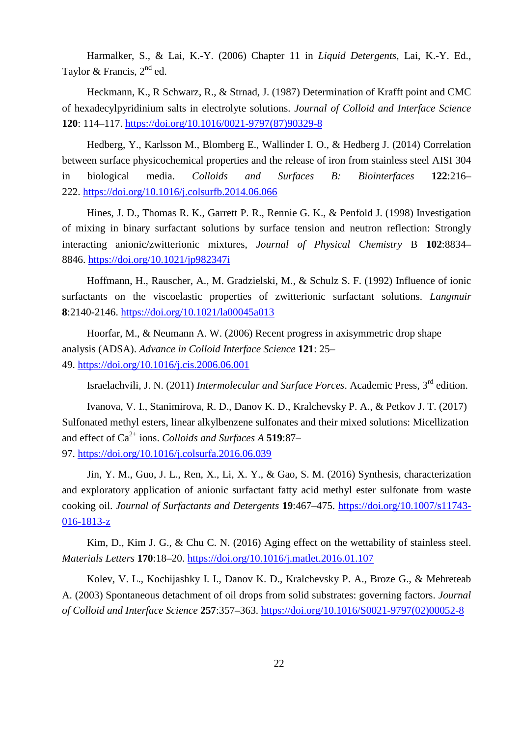Harmalker, S., & Lai, K.-Y. (2006) Chapter 11 in *Liquid Detergents*, Lai, K.-Y. Ed., Taylor & Francis, 2nd ed.

Heckmann, K., R Schwarz, R., & Strnad, J. (1987) Determination of Krafft point and CMC of hexadecylpyridinium salts in electrolyte solutions. *Journal of Colloid and Interface Science* **120**: 114–117. https://doi.org/10.1016/0021-9797(87)90329-8

Hedberg, Y., Karlsson M., Blomberg E., Wallinder I. O., & Hedberg J. (2014) Correlation between surface physicochemical properties and the release of iron from stainless steel AISI 304 in biological media. *Colloids and Surfaces B: Biointerfaces* **122**:216–222. https://doi.org/10.1016/j.colsurfb.2014.06.066

Hines, J. D., Thomas R. K., Garrett P. R., Rennie G. K., & Penfold J. (1998) Investigation of mixing in binary surfactant solutions by surface tension and neutron reflection: Strongly interacting anionic/zwitterionic mixtures, *Journal of Physical Chemistry* B **102**:8834–8846. https://doi.org/10.1021/jp982347i

Hoffmann, H., Rauscher, A., M. Gradzielski, M., & Schulz S. F. (1992) Influence of ionic surfactants on the viscoelastic properties of zwitterionic surfactant solutions. *Langmuir* **8**:2140-2146. https://doi.org/10.1021/la00045a013

Hoorfar, M., & Neumann A. W. (2006) Recent progress in axisymmetric drop shape analysis (ADSA). *Advance in Colloid Interface Science* **121**: 25–49. https://doi.org/10.1016/j.cis.2006.06.001

Israelachvili, J. N. (2011) *Intermolecular and Surface Forces*. Academic Press, 3rd edition.

Ivanova, V. I., Stanimirova, R. D., Danov K. D., Kralchevsky P. A., & Petkov J. T. (2017) Sulfonated methyl esters, linear alkylbenzene sulfonates and their mixed solutions: Micellization and effect of $Ca^{2+}$ ions. *Colloids and Surfaces A* **519**:87–97. https://doi.org/10.1016/j.colsurfa.2016.06.039

Jin, Y. M., Guo, J. L., Ren, X., Li, X. Y., & Gao, S. M. (2016) Synthesis, characterization and exploratory application of anionic surfactant fatty acid methyl ester sulfonate from waste cooking oil. *Journal of Surfactants and Detergents* **19**:467–475. https://doi.org/10.1007/s11743-016-1813-z

Kim, D., Kim J. G., & Chu C. N. (2016) Aging effect on the wettability of stainless steel. *Materials Letters* **170**:18–20. https://doi.org/10.1016/j.matlet.2016.01.107

Kolev, V. L., Kochijashky I. I., Danov K. D., Kralchevsky P. A., Broze G., & Mehreteab A. (2003) Spontaneous detachment of oil drops from solid substrates: governing factors. *Journal of Colloid and Interface Science* **257**:357–363. https://doi.org/10.1016/S0021-9797(02)00052-8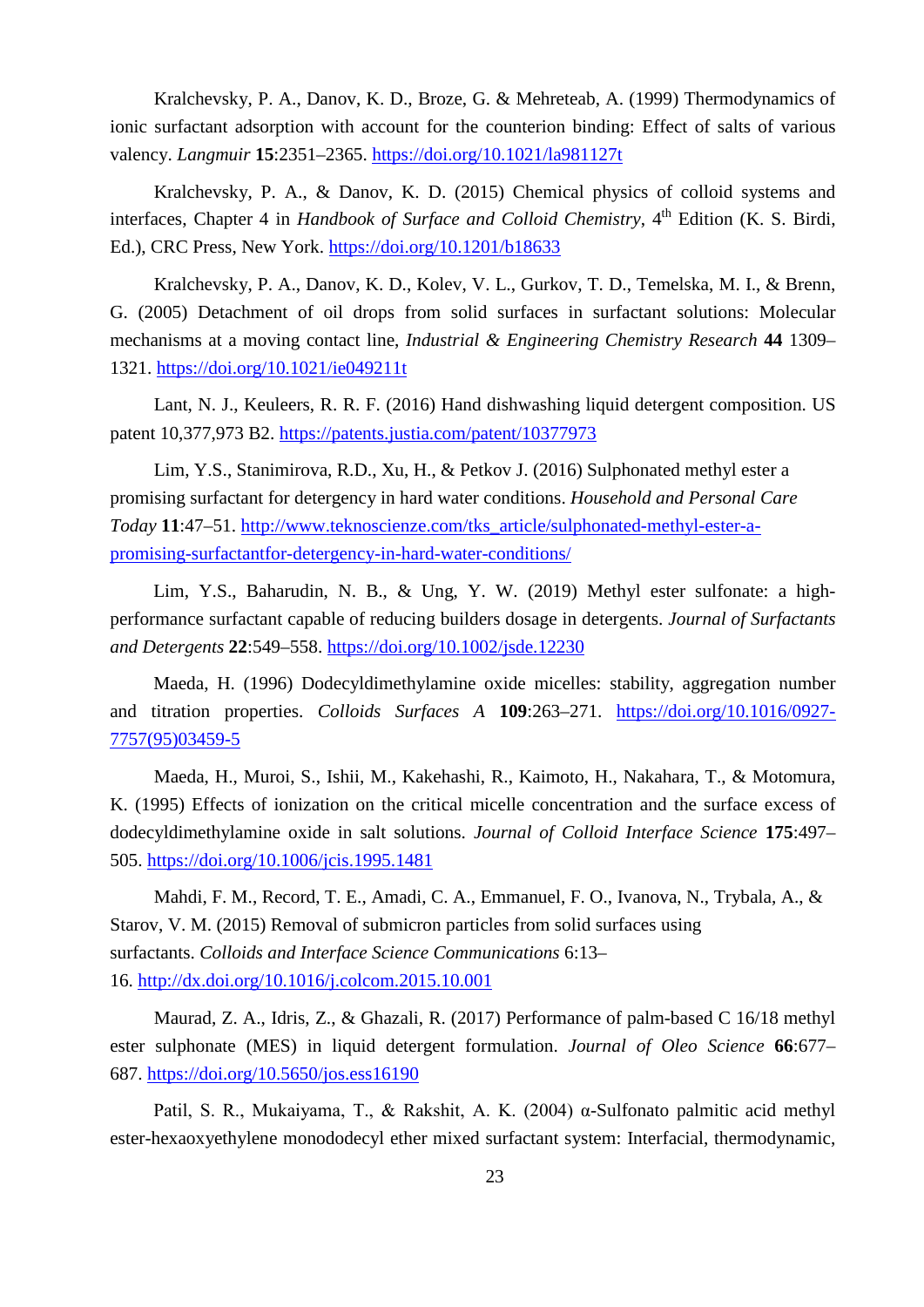Kralchevsky, P. A., Danov, K. D., Broze, G. & Mehreteab, A. (1999) Thermodynamics of ionic surfactant adsorption with account for the counterion binding: Effect of salts of various valency. *Langmuir* **15**:2351–2365. https://doi.org/10.1021/la981127t

Kralchevsky, P. A., & Danov, K. D. (2015) Chemical physics of colloid systems and interfaces, Chapter 4 in *Handbook of Surface and Colloid Chemistry*, 4th Edition (K. S. Birdi, Ed.), CRC Press, New York. https://doi.org/10.1201/b18633

Kralchevsky, P. A., Danov, K. D., Kolev, V. L., Gurkov, T. D., Temelska, M. I., & Brenn, G. (2005) Detachment of oil drops from solid surfaces in surfactant solutions: Molecular mechanisms at a moving contact line, *Industrial & Engineering Chemistry Research* **44** 1309–1321. https://doi.org/10.1021/ie049211t

Lant, N. J., Keuleers, R. R. F. (2016) Hand dishwashing liquid detergent composition. US patent 10,377,973 B2. https://patents.justia.com/patent/10377973

Lim, Y.S., Stanimirova, R.D., Xu, H., & Petkov J. (2016) Sulphonated methyl ester a promising surfactant for detergency in hard water conditions. *Household and Personal Care Today* **11**:47–51. http://www.teknoscienze.com/tks_article/sulphonated-methyl-ester-a-promising-surfactantfor-detergency-in-hard-water-conditions/

Lim, Y.S., Baharudin, N. B., & Ung, Y. W. (2019) Methyl ester sulfonate: a high-performance surfactant capable of reducing builders dosage in detergents. *Journal of Surfactants and Detergents* **22**:549–558. https://doi.org/10.1002/jsde.12230

Maeda, H. (1996) Dodecyldimethylamine oxide micelles: stability, aggregation number and titration properties. *Colloids Surfaces A* **109**:263–271. https://doi.org/10.1016/0927-7757(95)03459-5

Maeda, H., Muroi, S., Ishii, M., Kakehashi, R., Kaimoto, H., Nakahara, T., & Motomura, K. (1995) Effects of ionization on the critical micelle concentration and the surface excess of dodecyldimethylamine oxide in salt solutions. *Journal of Colloid Interface Science* **175**:497–505. https://doi.org/10.1006/jcis.1995.1481

Mahdi, F. M., Record, T. E., Amadi, C. A., Emmanuel, F. O., Ivanova, N., Trybala, A., & Starov, V. M. (2015) Removal of submicron particles from solid surfaces using surfactants. *Colloids and Interface Science Communications* 6:13–16. http://dx.doi.org/10.1016/j.colcom.2015.10.001

Maurad, Z. A., Idris, Z., & Ghazali, R. (2017) Performance of palm-based C 16/18 methyl ester sulphonate (MES) in liquid detergent formulation. *Journal of Oleo Science* **66**:677–687. https://doi.org/10.5650/jos.ess16190

Patil, S. R., Mukaiyama, T., & Rakshit, A. K. (2004) α-Sulfonato palmitic acid methyl ester-hexaoxyethylene monododecyl ether mixed surfactant system: Interfacial, thermodynamic,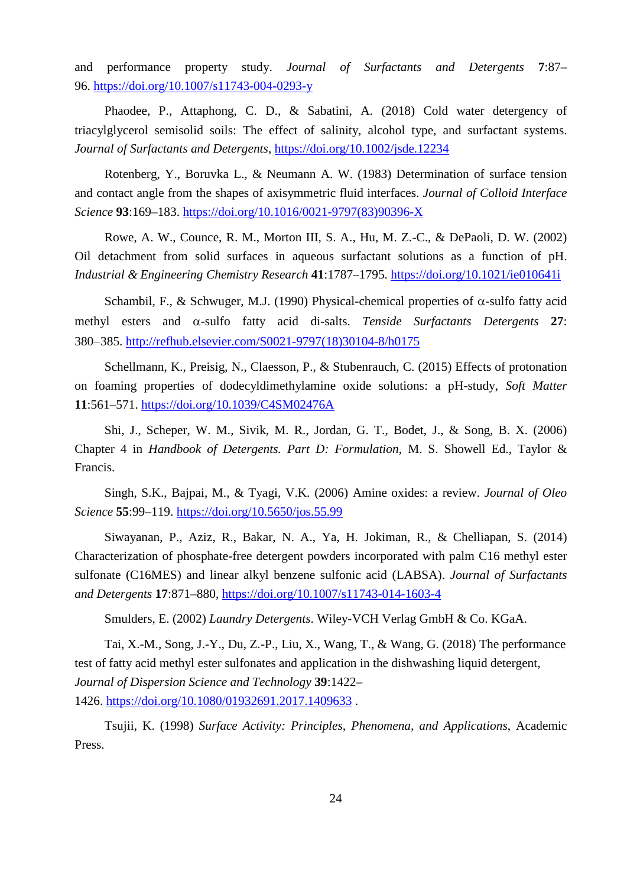and performance property study. *Journal of Surfactants and Detergents* **7**:87–96. https://doi.org/10.1007/s11743-004-0293-y

Phaodee, P., Attaphong, C. D., & Sabatini, A. (2018) Cold water detergency of triacylglycerol semisolid soils: The effect of salinity, alcohol type, and surfactant systems. *Journal of Surfactants and Detergents*, https://doi.org/10.1002/jsde.12234

Rotenberg, Y., Boruvka L., & Neumann A. W. (1983) Determination of surface tension and contact angle from the shapes of axisymmetric fluid interfaces. *Journal of Colloid Interface Science* **93**:169–183. https://doi.org/10.1016/0021-9797(83)90396-X

Rowe, A. W., Counce, R. M., Morton III, S. A., Hu, M. Z.-C., & DePaoli, D. W. (2002) Oil detachment from solid surfaces in aqueous surfactant solutions as a function of pH. *Industrial & Engineering Chemistry Research* **41**:1787–1795. https://doi.org/10.1021/ie010641i

Schambil, F., & Schwuger, M.J. (1990) Physical-chemical properties of α-sulfo fatty acid methyl esters and α-sulfo fatty acid di-salts. *Tenside Surfactants Detergents* **27**: 380–385. http://refhub.elsevier.com/S0021-9797(18)30104-8/h0175

Schellmann, K., Preisig, N., Claesson, P., & Stubenrauch, C. (2015) Effects of protonation on foaming properties of dodecyldimethylamine oxide solutions: a pH-study, *Soft Matter* **11**:561–571. https://doi.org/10.1039/C4SM02476A

Shi, J., Scheper, W. M., Sivik, M. R., Jordan, G. T., Bodet, J., & Song, B. X. (2006) Chapter 4 in *Handbook of Detergents. Part D: Formulation*, M. S. Showell Ed., Taylor & Francis.

Singh, S.K., Bajpai, M., & Tyagi, V.K. (2006) Amine oxides: a review. *Journal of Oleo Science* **55**:99–119. https://doi.org/10.5650/jos.55.99

Siwayanan, P., Aziz, R., Bakar, N. A., Ya, H. Jokiman, R., & Chelliapan, S. (2014) Characterization of phosphate-free detergent powders incorporated with palm C16 methyl ester sulfonate (C16MES) and linear alkyl benzene sulfonic acid (LABSA). *Journal of Surfactants and Detergents* **17**:871–880, https://doi.org/10.1007/s11743-014-1603-4

Smulders, E. (2002) *Laundry Detergents*. Wiley-VCH Verlag GmbH & Co. KGaA.

Tai, X.-M., Song, J.-Y., Du, Z.-P., Liu, X., Wang, T., & Wang, G. (2018) The performance test of fatty acid methyl ester sulfonates and application in the dishwashing liquid detergent, *Journal of Dispersion Science and Technology* **39**:1422–1426. https://doi.org/10.1080/01932691.2017.1409633 .

Tsujii, K. (1998) *Surface Activity: Principles, Phenomena, and Applications*, Academic Press.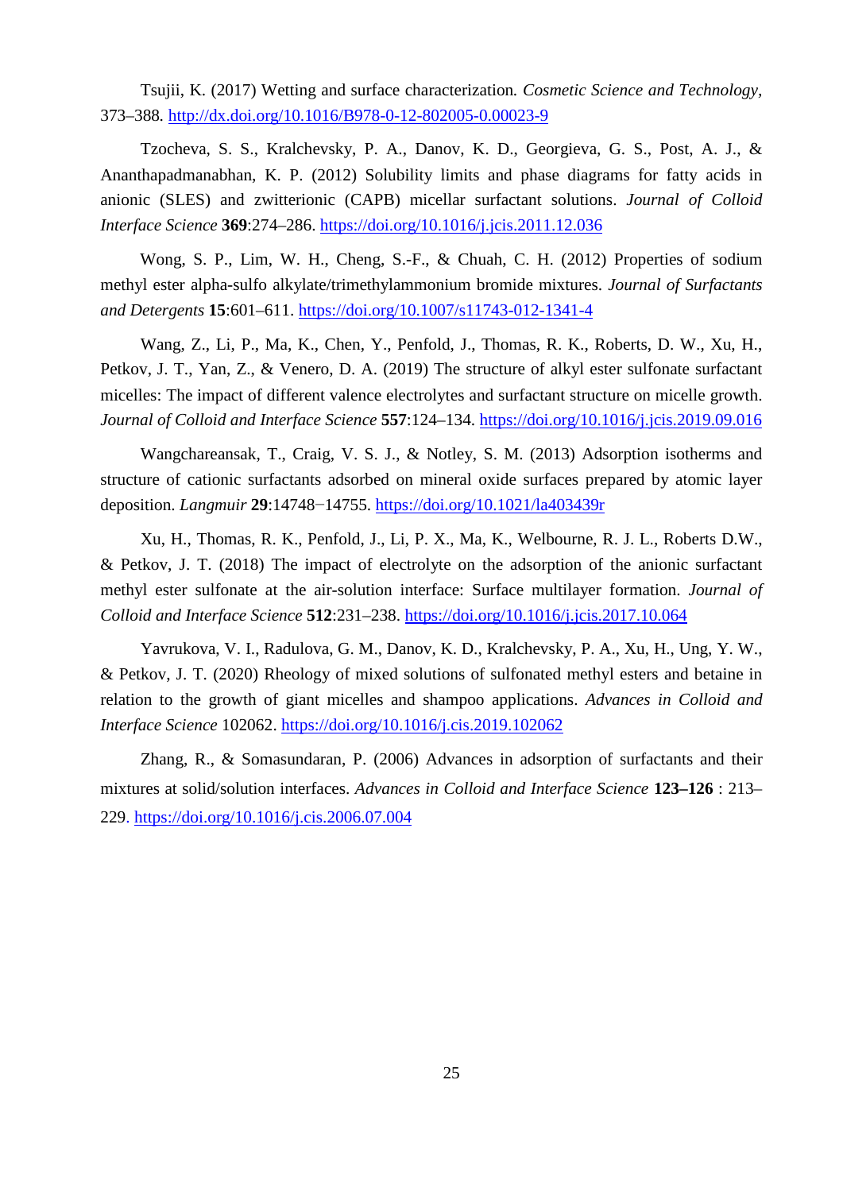Tsujii, K. (2017) Wetting and surface characterization*. Cosmetic Science and Technology*, 373–388*.* http://dx.doi.org/10.1016/B978-0-12-802005-0.00023-9

Tzocheva, S. S., Kralchevsky, P. A., Danov, K. D., Georgieva, G. S., Post, A. J., & Ananthapadmanabhan, K. P. (2012) Solubility limits and phase diagrams for fatty acids in anionic (SLES) and zwitterionic (CAPB) micellar surfactant solutions. *Journal of Colloid Interface Science* **369**:274–286. https://doi.org/10.1016/j.jcis.2011.12.036

Wong, S. P., Lim, W. H., Cheng, S.-F., & Chuah, C. H. (2012) Properties of sodium methyl ester alpha-sulfo alkylate/trimethylammonium bromide mixtures. *Journal of Surfactants and Detergents* **15**:601–611. https://doi.org/10.1007/s11743-012-1341-4

Wang, Z., Li, P., Ma, K., Chen, Y., Penfold, J., Thomas, R. K., Roberts, D. W., Xu, H., Petkov, J. T., Yan, Z., & Venero, D. A. (2019) The structure of alkyl ester sulfonate surfactant micelles: The impact of different valence electrolytes and surfactant structure on micelle growth. *Journal of Colloid and Interface Science* **557**:124–134. https://doi.org/10.1016/j.jcis.2019.09.016

Wangchareansak, T., Craig, V. S. J., & Notley, S. M. (2013) Adsorption isotherms and structure of cationic surfactants adsorbed on mineral oxide surfaces prepared by atomic layer deposition. *Langmuir* **29**:14748−14755. https://doi.org/10.1021/la403439r

Xu, H., Thomas, R. K., Penfold, J., Li, P. X., Ma, K., Welbourne, R. J. L., Roberts D.W., & Petkov, J. T. (2018) The impact of electrolyte on the adsorption of the anionic surfactant methyl ester sulfonate at the air-solution interface: Surface multilayer formation. *Journal of Colloid and Interface Science* **512**:231–238. https://doi.org/10.1016/j.jcis.2017.10.064

Yavrukova, V. I., Radulova, G. M., Danov, K. D., Kralchevsky, P. A., Xu, H., Ung, Y. W., & Petkov, J. T. (2020) Rheology of mixed solutions of sulfonated methyl esters and betaine in relation to the growth of giant micelles and shampoo applications. *Advances in Colloid and Interface Science* 102062. https://doi.org/10.1016/j.cis.2019.102062

Zhang, R., & Somasundaran, P. (2006) Advances in adsorption of surfactants and their mixtures at solid/solution interfaces. *Advances in Colloid and Interface Science* **123–126** : 213–229. https://doi.org/10.1016/j.cis.2006.07.004